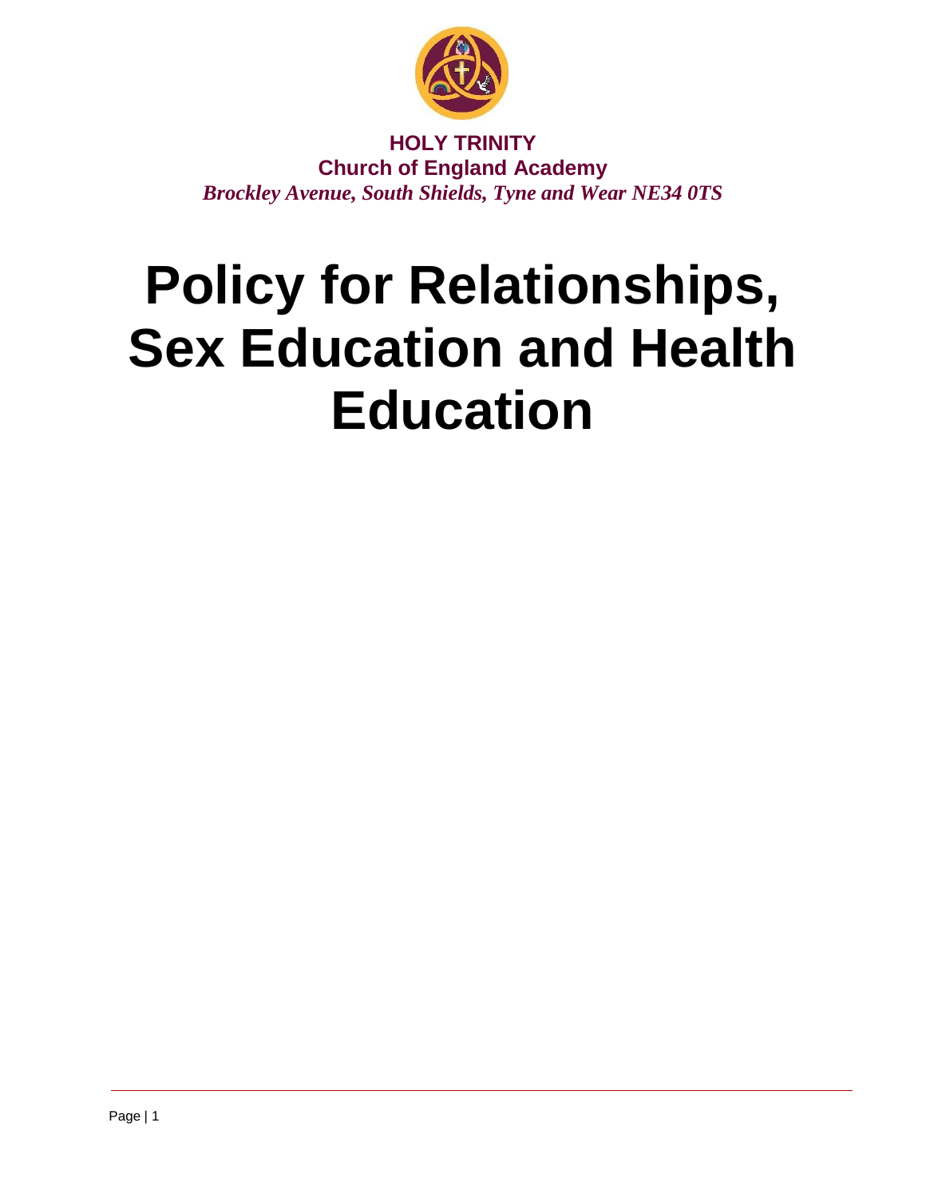**HOLY TRINITY**
**Church of England Academy**
*Brockley Avenue, South Shields, Tyne and Wear NE34 0TS*

# Policy for Relationships, Sex Education and Health Education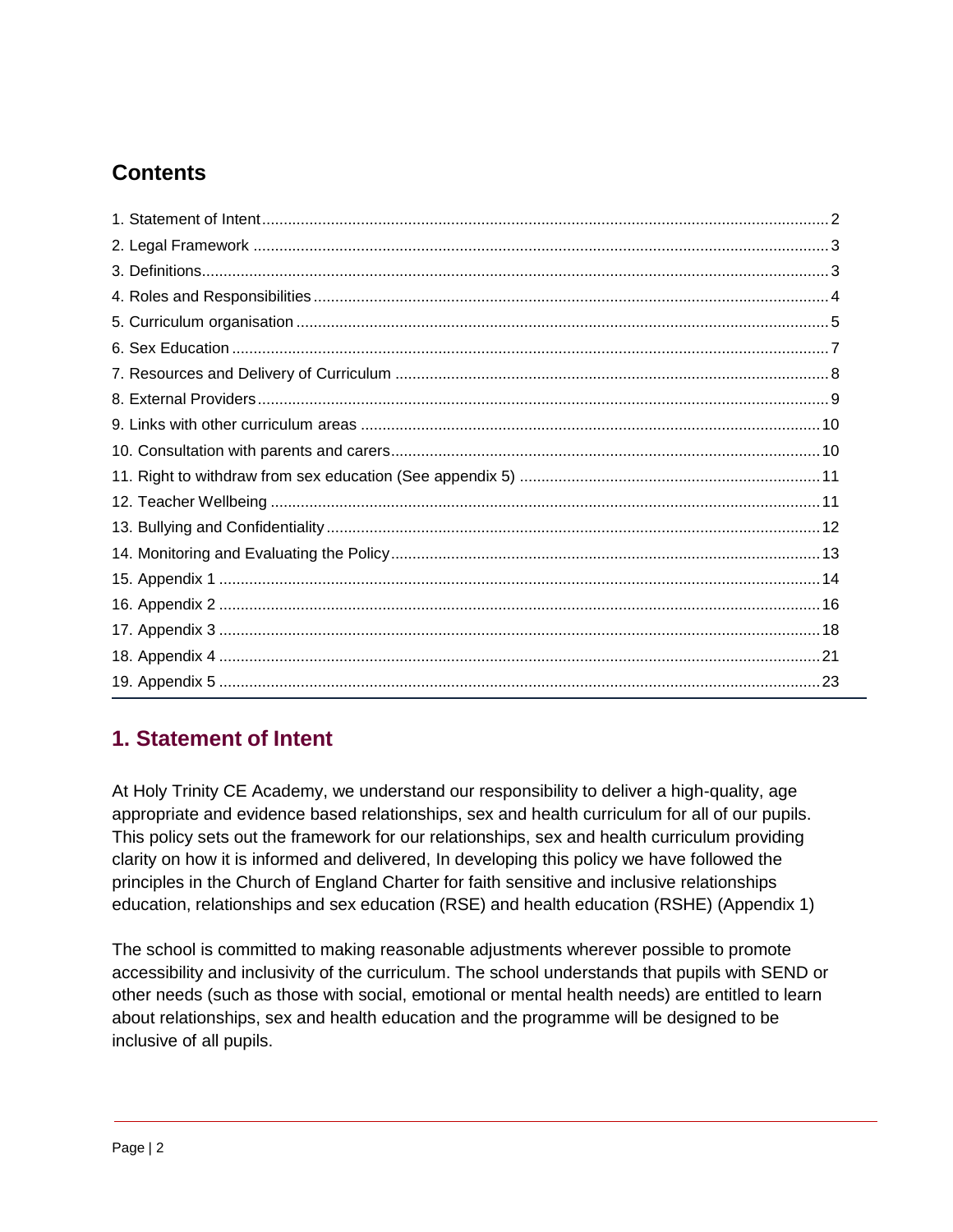## Contents

1. Statement of Intent .......... 2
2. Legal Framework .......... 3
3. Definitions .......... 3
4. Roles and Responsibilities .......... 4
5. Curriculum organisation .......... 5
6. Sex Education .......... 7
7. Resources and Delivery of Curriculum .......... 8
8. External Providers .......... 9
9. Links with other curriculum areas .......... 10
10. Consultation with parents and carers .......... 10
11. Right to withdraw from sex education (See appendix 5) .......... 11
12. Teacher Wellbeing .......... 11
13. Bullying and Confidentiality .......... 12
14. Monitoring and Evaluating the Policy .......... 13
15. Appendix 1 .......... 14
16. Appendix 2 .......... 16
17. Appendix 3 .......... 18
18. Appendix 4 .......... 21
19. Appendix 5 .......... 23

## 1. Statement of Intent

At Holy Trinity CE Academy, we understand our responsibility to deliver a high-quality, age appropriate and evidence based relationships, sex and health curriculum for all of our pupils. This policy sets out the framework for our relationships, sex and health curriculum providing clarity on how it is informed and delivered, In developing this policy we have followed the principles in the Church of England Charter for faith sensitive and inclusive relationships education, relationships and sex education (RSE) and health education (RSHE) (Appendix 1)

The school is committed to making reasonable adjustments wherever possible to promote accessibility and inclusivity of the curriculum. The school understands that pupils with SEND or other needs (such as those with social, emotional or mental health needs) are entitled to learn about relationships, sex and health education and the programme will be designed to be inclusive of all pupils.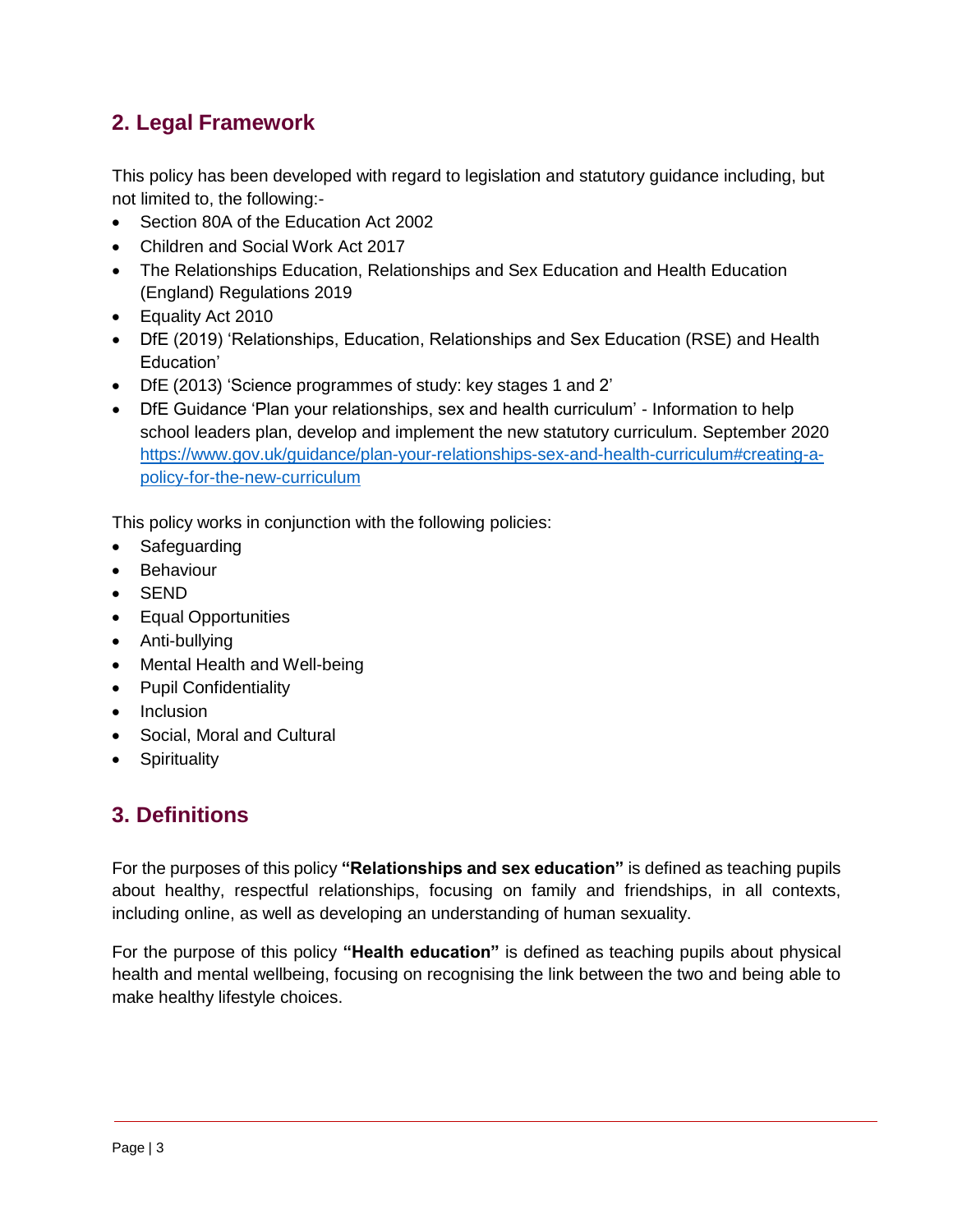## 2. Legal Framework

This policy has been developed with regard to legislation and statutory guidance including, but not limited to, the following:-

- Section 80A of the Education Act 2002
- Children and Social Work Act 2017
- The Relationships Education, Relationships and Sex Education and Health Education (England) Regulations 2019
- Equality Act 2010
- DfE (2019) 'Relationships, Education, Relationships and Sex Education (RSE) and Health Education'
- DfE (2013) 'Science programmes of study: key stages 1 and 2'
- DfE Guidance 'Plan your relationships, sex and health curriculum' - Information to help school leaders plan, develop and implement the new statutory curriculum. September 2020 [https://www.gov.uk/guidance/plan-your-relationships-sex-and-health-curriculum#creating-a-policy-for-the-new-curriculum](https://www.gov.uk/guidance/plan-your-relationships-sex-and-health-curriculum#creating-a-policy-for-the-new-curriculum)

This policy works in conjunction with the following policies:

- Safeguarding
- Behaviour
- SEND
- Equal Opportunities
- Anti-bullying
- Mental Health and Well-being
- Pupil Confidentiality
- Inclusion
- Social, Moral and Cultural
- Spirituality

## 3. Definitions

For the purposes of this policy **"Relationships and sex education"** is defined as teaching pupils about healthy, respectful relationships, focusing on family and friendships, in all contexts, including online, as well as developing an understanding of human sexuality.

For the purpose of this policy **"Health education"** is defined as teaching pupils about physical health and mental wellbeing, focusing on recognising the link between the two and being able to make healthy lifestyle choices.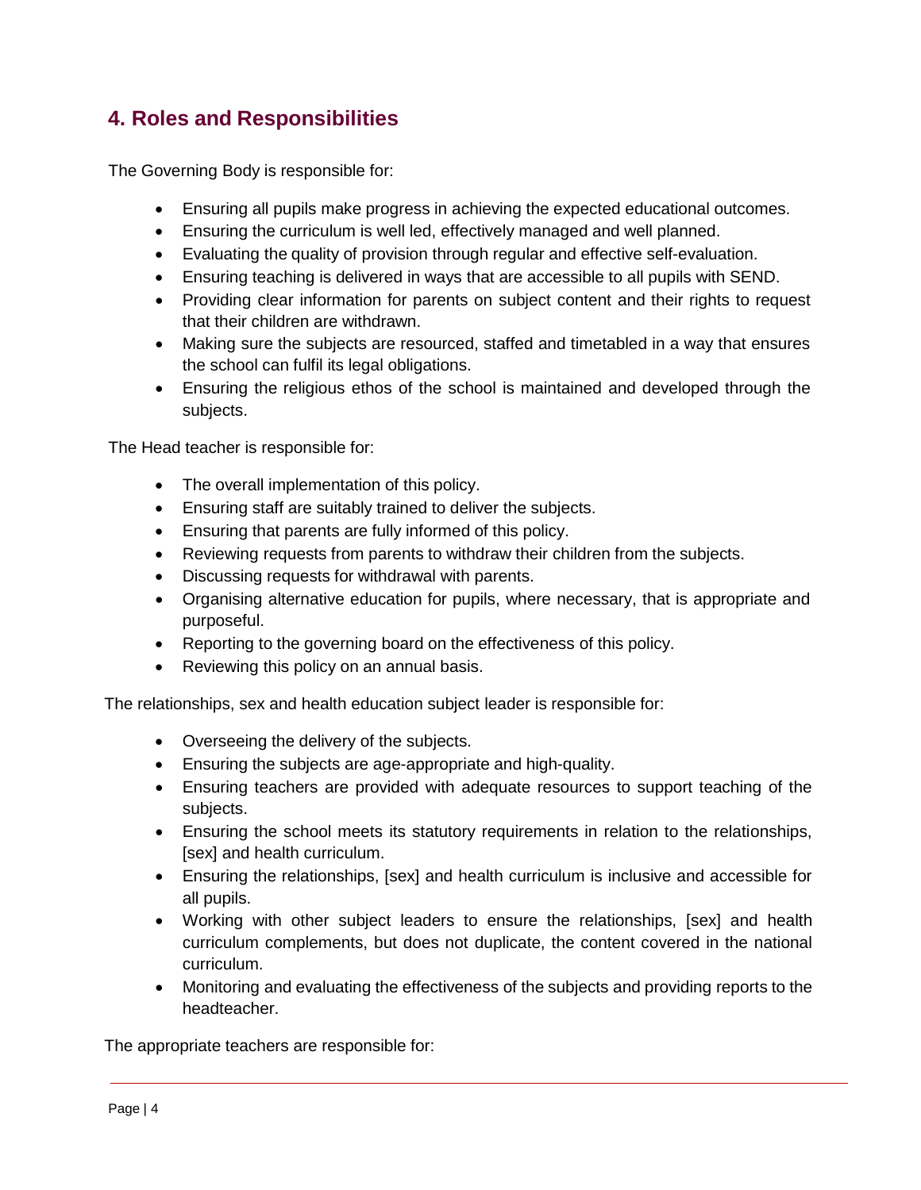## 4. Roles and Responsibilities

The Governing Body is responsible for:

- Ensuring all pupils make progress in achieving the expected educational outcomes.
- Ensuring the curriculum is well led, effectively managed and well planned.
- Evaluating the quality of provision through regular and effective self-evaluation.
- Ensuring teaching is delivered in ways that are accessible to all pupils with SEND.
- Providing clear information for parents on subject content and their rights to request that their children are withdrawn.
- Making sure the subjects are resourced, staffed and timetabled in a way that ensures the school can fulfil its legal obligations.
- Ensuring the religious ethos of the school is maintained and developed through the subjects.

The Head teacher is responsible for:

- The overall implementation of this policy.
- Ensuring staff are suitably trained to deliver the subjects.
- Ensuring that parents are fully informed of this policy.
- Reviewing requests from parents to withdraw their children from the subjects.
- Discussing requests for withdrawal with parents.
- Organising alternative education for pupils, where necessary, that is appropriate and purposeful.
- Reporting to the governing board on the effectiveness of this policy.
- Reviewing this policy on an annual basis.

The relationships, sex and health education subject leader is responsible for:

- Overseeing the delivery of the subjects.
- Ensuring the subjects are age-appropriate and high-quality.
- Ensuring teachers are provided with adequate resources to support teaching of the subjects.
- Ensuring the school meets its statutory requirements in relation to the relationships, [sex] and health curriculum.
- Ensuring the relationships, [sex] and health curriculum is inclusive and accessible for all pupils.
- Working with other subject leaders to ensure the relationships, [sex] and health curriculum complements, but does not duplicate, the content covered in the national curriculum.
- Monitoring and evaluating the effectiveness of the subjects and providing reports to the headteacher.

The appropriate teachers are responsible for: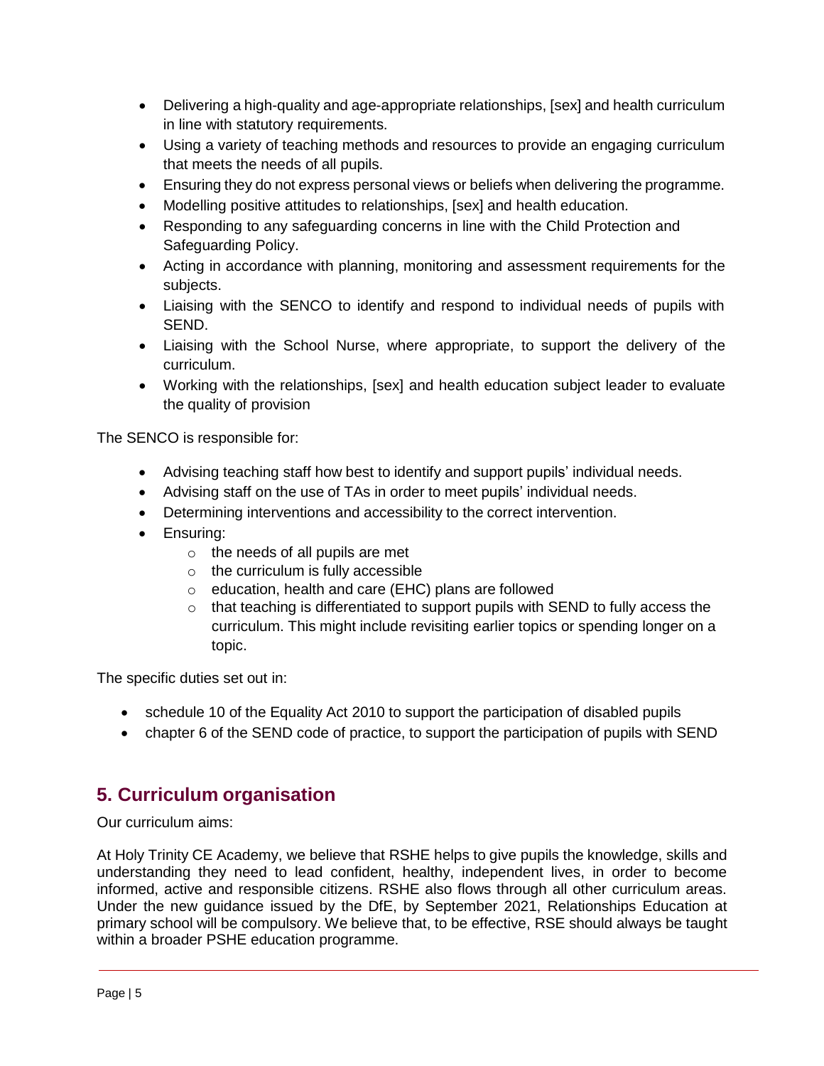- Delivering a high-quality and age-appropriate relationships, [sex] and health curriculum in line with statutory requirements.
- Using a variety of teaching methods and resources to provide an engaging curriculum that meets the needs of all pupils.
- Ensuring they do not express personal views or beliefs when delivering the programme.
- Modelling positive attitudes to relationships, [sex] and health education.
- Responding to any safeguarding concerns in line with the Child Protection and Safeguarding Policy.
- Acting in accordance with planning, monitoring and assessment requirements for the subjects.
- Liaising with the SENCO to identify and respond to individual needs of pupils with SEND.
- Liaising with the School Nurse, where appropriate, to support the delivery of the curriculum.
- Working with the relationships, [sex] and health education subject leader to evaluate the quality of provision

The SENCO is responsible for:

- Advising teaching staff how best to identify and support pupils' individual needs.
- Advising staff on the use of TAs in order to meet pupils' individual needs.
- Determining interventions and accessibility to the correct intervention.
- Ensuring:
  - the needs of all pupils are met
  - the curriculum is fully accessible
  - education, health and care (EHC) plans are followed
  - that teaching is differentiated to support pupils with SEND to fully access the curriculum. This might include revisiting earlier topics or spending longer on a topic.

The specific duties set out in:

- schedule 10 of the Equality Act 2010 to support the participation of disabled pupils
- chapter 6 of the SEND code of practice, to support the participation of pupils with SEND

## 5. Curriculum organisation

Our curriculum aims:

At Holy Trinity CE Academy, we believe that RSHE helps to give pupils the knowledge, skills and understanding they need to lead confident, healthy, independent lives, in order to become informed, active and responsible citizens. RSHE also flows through all other curriculum areas. Under the new guidance issued by the DfE, by September 2021, Relationships Education at primary school will be compulsory. We believe that, to be effective, RSE should always be taught within a broader PSHE education programme.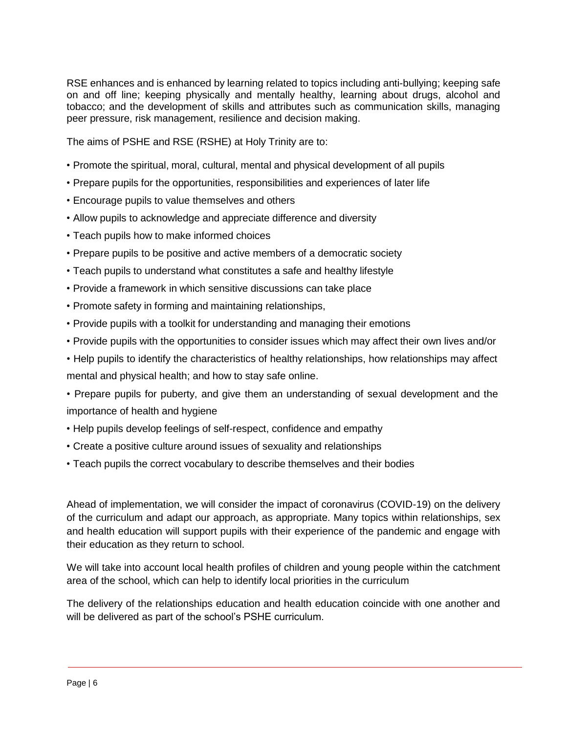RSE enhances and is enhanced by learning related to topics including anti-bullying; keeping safe on and off line; keeping physically and mentally healthy, learning about drugs, alcohol and tobacco; and the development of skills and attributes such as communication skills, managing peer pressure, risk management, resilience and decision making.

The aims of PSHE and RSE (RSHE) at Holy Trinity are to:

- Promote the spiritual, moral, cultural, mental and physical development of all pupils
- Prepare pupils for the opportunities, responsibilities and experiences of later life
- Encourage pupils to value themselves and others
- Allow pupils to acknowledge and appreciate difference and diversity
- Teach pupils how to make informed choices
- Prepare pupils to be positive and active members of a democratic society
- Teach pupils to understand what constitutes a safe and healthy lifestyle
- Provide a framework in which sensitive discussions can take place
- Promote safety in forming and maintaining relationships,
- Provide pupils with a toolkit for understanding and managing their emotions
- Provide pupils with the opportunities to consider issues which may affect their own lives and/or
- Help pupils to identify the characteristics of healthy relationships, how relationships may affect mental and physical health; and how to stay safe online.
- Prepare pupils for puberty, and give them an understanding of sexual development and the importance of health and hygiene
- Help pupils develop feelings of self-respect, confidence and empathy
- Create a positive culture around issues of sexuality and relationships
- Teach pupils the correct vocabulary to describe themselves and their bodies

Ahead of implementation, we will consider the impact of coronavirus (COVID-19) on the delivery of the curriculum and adapt our approach, as appropriate. Many topics within relationships, sex and health education will support pupils with their experience of the pandemic and engage with their education as they return to school.

We will take into account local health profiles of children and young people within the catchment area of the school, which can help to identify local priorities in the curriculum

The delivery of the relationships education and health education coincide with one another and will be delivered as part of the school's PSHE curriculum.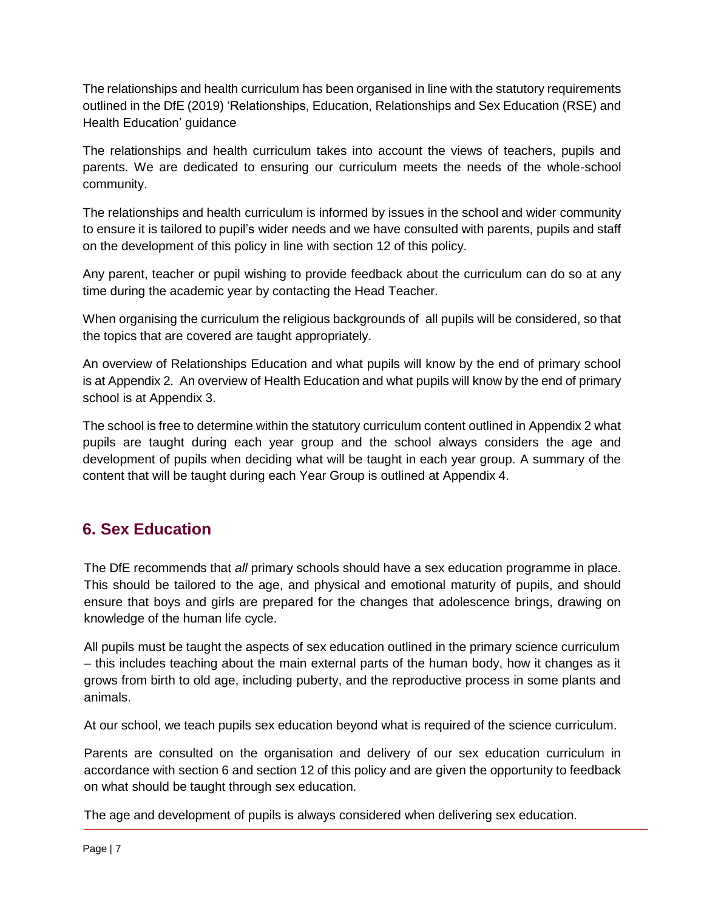The relationships and health curriculum has been organised in line with the statutory requirements outlined in the DfE (2019) 'Relationships, Education, Relationships and Sex Education (RSE) and Health Education' guidance

The relationships and health curriculum takes into account the views of teachers, pupils and parents. We are dedicated to ensuring our curriculum meets the needs of the whole-school community.

The relationships and health curriculum is informed by issues in the school and wider community to ensure it is tailored to pupil's wider needs and we have consulted with parents, pupils and staff on the development of this policy in line with section 12 of this policy.

Any parent, teacher or pupil wishing to provide feedback about the curriculum can do so at any time during the academic year by contacting the Head Teacher.

When organising the curriculum the religious backgrounds of all pupils will be considered, so that the topics that are covered are taught appropriately.

An overview of Relationships Education and what pupils will know by the end of primary school is at Appendix 2. An overview of Health Education and what pupils will know by the end of primary school is at Appendix 3.

The school is free to determine within the statutory curriculum content outlined in Appendix 2 what pupils are taught during each year group and the school always considers the age and development of pupils when deciding what will be taught in each year group. A summary of the content that will be taught during each Year Group is outlined at Appendix 4.

## 6. Sex Education

The DfE recommends that *all* primary schools should have a sex education programme in place. This should be tailored to the age, and physical and emotional maturity of pupils, and should ensure that boys and girls are prepared for the changes that adolescence brings, drawing on knowledge of the human life cycle.

All pupils must be taught the aspects of sex education outlined in the primary science curriculum – this includes teaching about the main external parts of the human body, how it changes as it grows from birth to old age, including puberty, and the reproductive process in some plants and animals.

At our school, we teach pupils sex education beyond what is required of the science curriculum.

Parents are consulted on the organisation and delivery of our sex education curriculum in accordance with section 6 and section 12 of this policy and are given the opportunity to feedback on what should be taught through sex education.

The age and development of pupils is always considered when delivering sex education.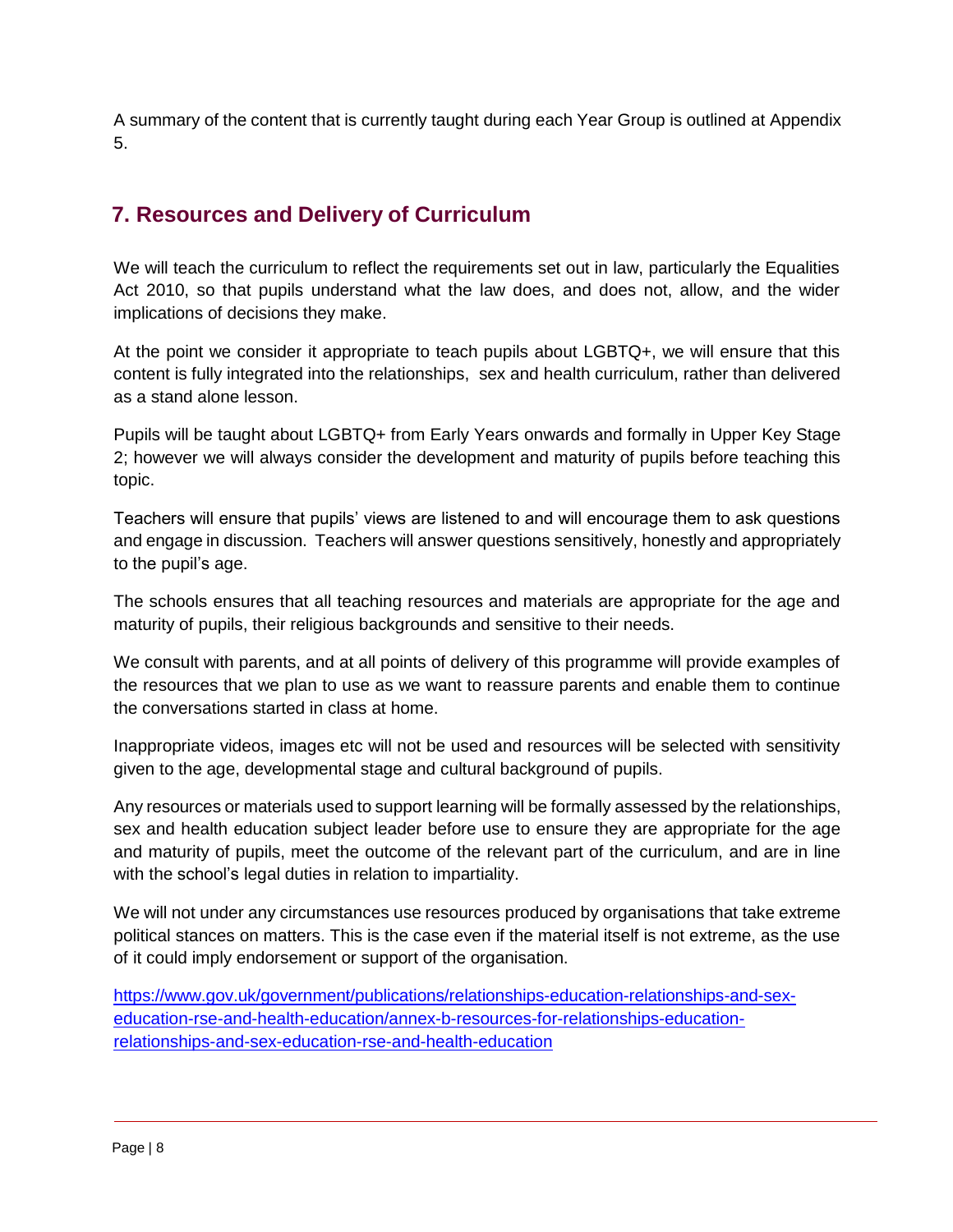A summary of the content that is currently taught during each Year Group is outlined at Appendix 5.

## 7. Resources and Delivery of Curriculum

We will teach the curriculum to reflect the requirements set out in law, particularly the Equalities Act 2010, so that pupils understand what the law does, and does not, allow, and the wider implications of decisions they make.

At the point we consider it appropriate to teach pupils about LGBTQ+, we will ensure that this content is fully integrated into the relationships, sex and health curriculum, rather than delivered as a stand alone lesson.

Pupils will be taught about LGBTQ+ from Early Years onwards and formally in Upper Key Stage 2; however we will always consider the development and maturity of pupils before teaching this topic.

Teachers will ensure that pupils' views are listened to and will encourage them to ask questions and engage in discussion. Teachers will answer questions sensitively, honestly and appropriately to the pupil's age.

The schools ensures that all teaching resources and materials are appropriate for the age and maturity of pupils, their religious backgrounds and sensitive to their needs.

We consult with parents, and at all points of delivery of this programme will provide examples of the resources that we plan to use as we want to reassure parents and enable them to continue the conversations started in class at home.

Inappropriate videos, images etc will not be used and resources will be selected with sensitivity given to the age, developmental stage and cultural background of pupils.

Any resources or materials used to support learning will be formally assessed by the relationships, sex and health education subject leader before use to ensure they are appropriate for the age and maturity of pupils, meet the outcome of the relevant part of the curriculum, and are in line with the school's legal duties in relation to impartiality.

We will not under any circumstances use resources produced by organisations that take extreme political stances on matters. This is the case even if the material itself is not extreme, as the use of it could imply endorsement or support of the organisation.

https://www.gov.uk/government/publications/relationships-education-relationships-and-sex-education-rse-and-health-education/annex-b-resources-for-relationships-education-relationships-and-sex-education-rse-and-health-education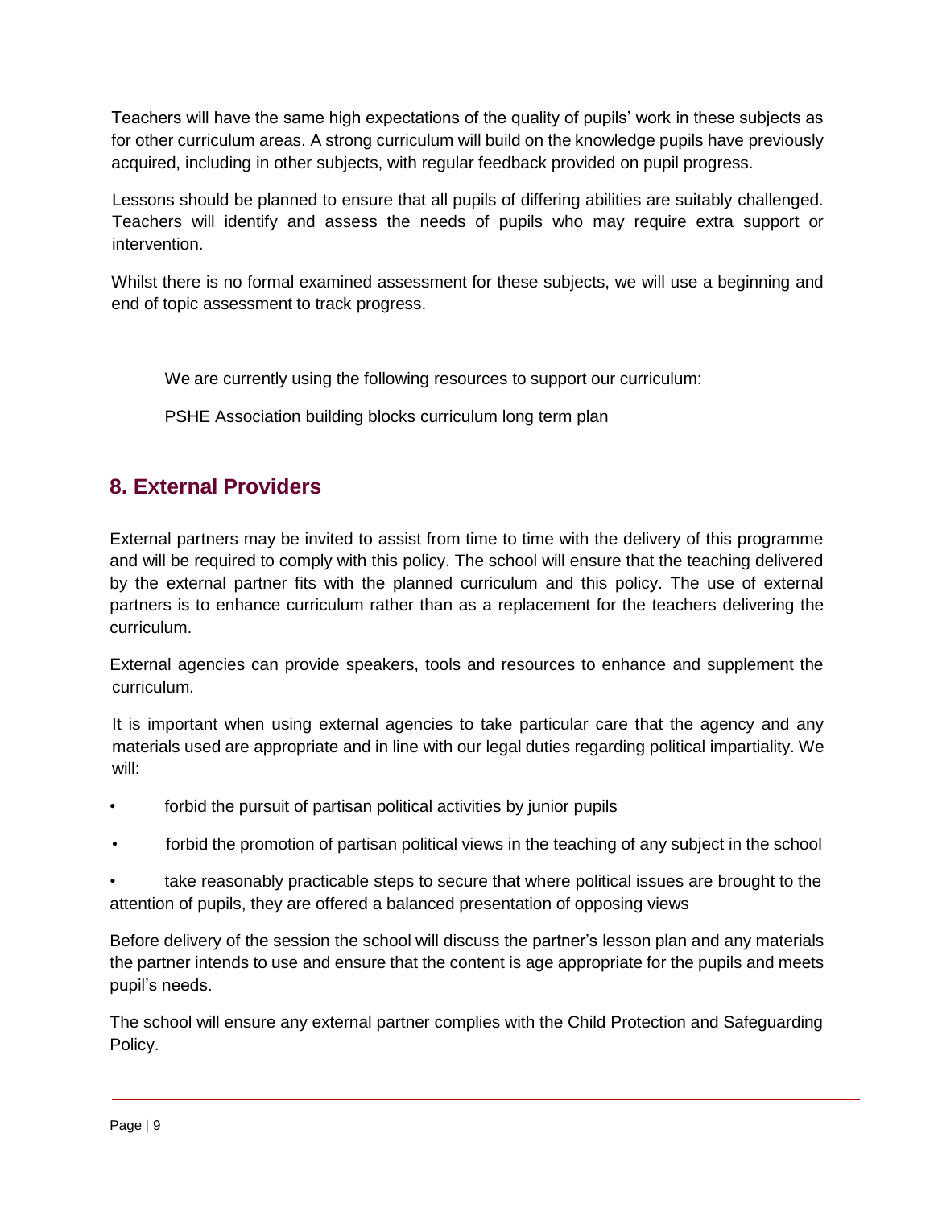Teachers will have the same high expectations of the quality of pupils' work in these subjects as for other curriculum areas. A strong curriculum will build on the knowledge pupils have previously acquired, including in other subjects, with regular feedback provided on pupil progress.

Lessons should be planned to ensure that all pupils of differing abilities are suitably challenged. Teachers will identify and assess the needs of pupils who may require extra support or intervention.

Whilst there is no formal examined assessment for these subjects, we will use a beginning and end of topic assessment to track progress.

We are currently using the following resources to support our curriculum:

PSHE Association building blocks curriculum long term plan

## 8. External Providers

External partners may be invited to assist from time to time with the delivery of this programme and will be required to comply with this policy. The school will ensure that the teaching delivered by the external partner fits with the planned curriculum and this policy. The use of external partners is to enhance curriculum rather than as a replacement for the teachers delivering the curriculum.

External agencies can provide speakers, tools and resources to enhance and supplement the curriculum.

It is important when using external agencies to take particular care that the agency and any materials used are appropriate and in line with our legal duties regarding political impartiality. We will:

- forbid the pursuit of partisan political activities by junior pupils
- forbid the promotion of partisan political views in the teaching of any subject in the school
- take reasonably practicable steps to secure that where political issues are brought to the attention of pupils, they are offered a balanced presentation of opposing views

Before delivery of the session the school will discuss the partner's lesson plan and any materials the partner intends to use and ensure that the content is age appropriate for the pupils and meets pupil's needs.

The school will ensure any external partner complies with the Child Protection and Safeguarding Policy.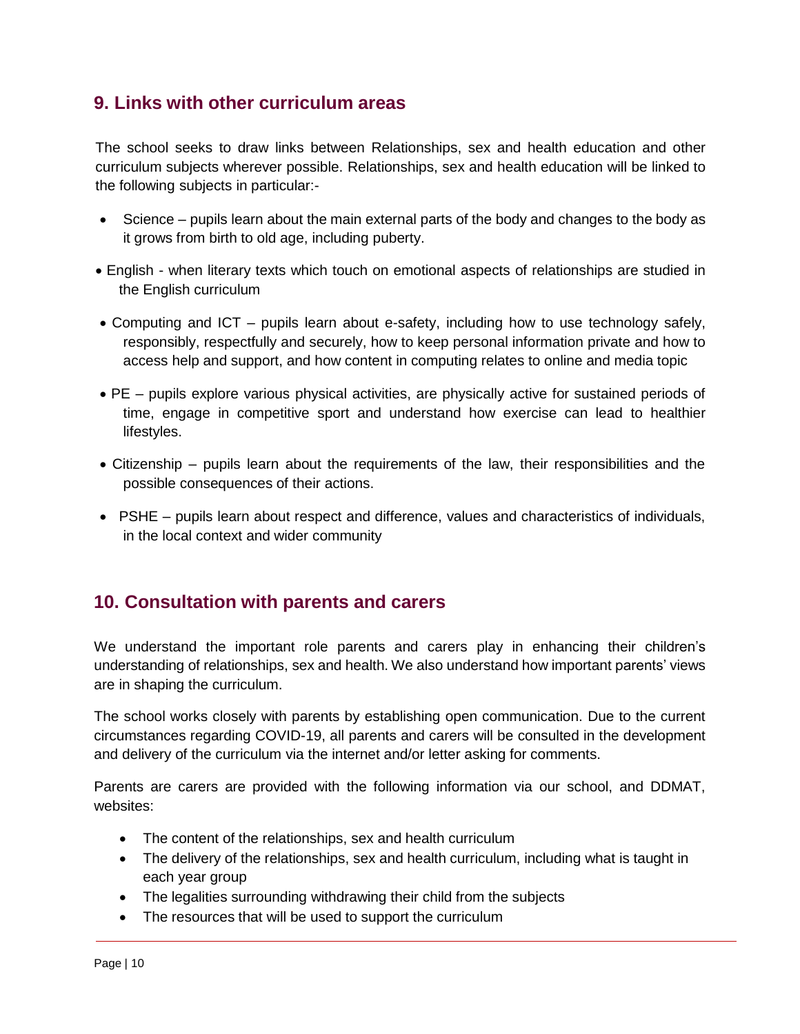## 9. Links with other curriculum areas

The school seeks to draw links between Relationships, sex and health education and other curriculum subjects wherever possible. Relationships, sex and health education will be linked to the following subjects in particular:-

- Science – pupils learn about the main external parts of the body and changes to the body as it grows from birth to old age, including puberty.
- English - when literary texts which touch on emotional aspects of relationships are studied in the English curriculum
- Computing and ICT – pupils learn about e-safety, including how to use technology safely, responsibly, respectfully and securely, how to keep personal information private and how to access help and support, and how content in computing relates to online and media topic
- PE – pupils explore various physical activities, are physically active for sustained periods of time, engage in competitive sport and understand how exercise can lead to healthier lifestyles.
- Citizenship – pupils learn about the requirements of the law, their responsibilities and the possible consequences of their actions.
- PSHE – pupils learn about respect and difference, values and characteristics of individuals, in the local context and wider community

## 10. Consultation with parents and carers

We understand the important role parents and carers play in enhancing their children's understanding of relationships, sex and health. We also understand how important parents' views are in shaping the curriculum.

The school works closely with parents by establishing open communication. Due to the current circumstances regarding COVID-19, all parents and carers will be consulted in the development and delivery of the curriculum via the internet and/or letter asking for comments.

Parents are carers are provided with the following information via our school, and DDMAT, websites:

- The content of the relationships, sex and health curriculum
- The delivery of the relationships, sex and health curriculum, including what is taught in each year group
- The legalities surrounding withdrawing their child from the subjects
- The resources that will be used to support the curriculum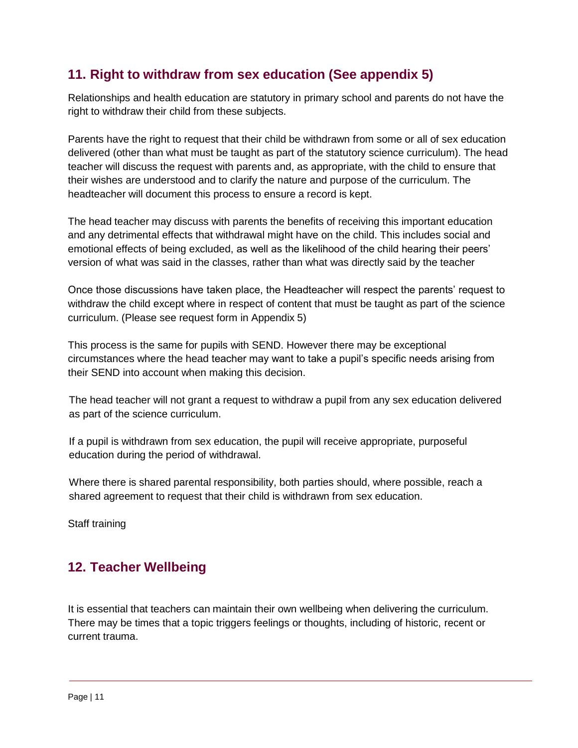## 11. Right to withdraw from sex education (See appendix 5)

Relationships and health education are statutory in primary school and parents do not have the right to withdraw their child from these subjects.

Parents have the right to request that their child be withdrawn from some or all of sex education delivered (other than what must be taught as part of the statutory science curriculum). The head teacher will discuss the request with parents and, as appropriate, with the child to ensure that their wishes are understood and to clarify the nature and purpose of the curriculum. The headteacher will document this process to ensure a record is kept.

The head teacher may discuss with parents the benefits of receiving this important education and any detrimental effects that withdrawal might have on the child. This includes social and emotional effects of being excluded, as well as the likelihood of the child hearing their peers' version of what was said in the classes, rather than what was directly said by the teacher

Once those discussions have taken place, the Headteacher will respect the parents' request to withdraw the child except where in respect of content that must be taught as part of the science curriculum. (Please see request form in Appendix 5)

This process is the same for pupils with SEND. However there may be exceptional circumstances where the head teacher may want to take a pupil's specific needs arising from their SEND into account when making this decision.

The head teacher will not grant a request to withdraw a pupil from any sex education delivered as part of the science curriculum.

If a pupil is withdrawn from sex education, the pupil will receive appropriate, purposeful education during the period of withdrawal.

Where there is shared parental responsibility, both parties should, where possible, reach a shared agreement to request that their child is withdrawn from sex education.

Staff training

## 12. Teacher Wellbeing

It is essential that teachers can maintain their own wellbeing when delivering the curriculum. There may be times that a topic triggers feelings or thoughts, including of historic, recent or current trauma.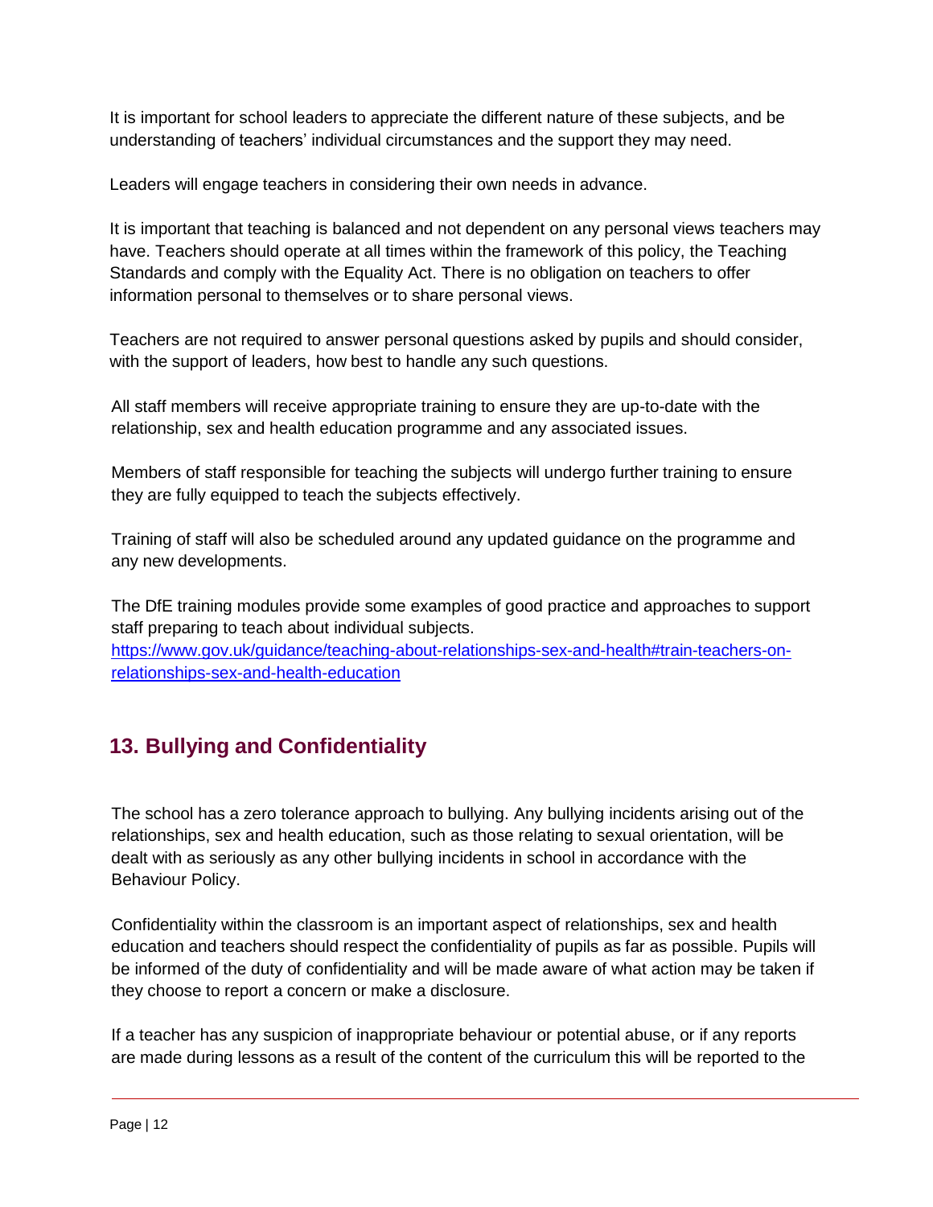It is important for school leaders to appreciate the different nature of these subjects, and be understanding of teachers' individual circumstances and the support they may need.

Leaders will engage teachers in considering their own needs in advance.

It is important that teaching is balanced and not dependent on any personal views teachers may have. Teachers should operate at all times within the framework of this policy, the Teaching Standards and comply with the Equality Act. There is no obligation on teachers to offer information personal to themselves or to share personal views.

Teachers are not required to answer personal questions asked by pupils and should consider, with the support of leaders, how best to handle any such questions.

All staff members will receive appropriate training to ensure they are up-to-date with the relationship, sex and health education programme and any associated issues.

Members of staff responsible for teaching the subjects will undergo further training to ensure they are fully equipped to teach the subjects effectively.

Training of staff will also be scheduled around any updated guidance on the programme and any new developments.

The DfE training modules provide some examples of good practice and approaches to support staff preparing to teach about individual subjects. [https://www.gov.uk/guidance/teaching-about-relationships-sex-and-health#train-teachers-on-relationships-sex-and-health-education](https://www.gov.uk/guidance/teaching-about-relationships-sex-and-health#train-teachers-on-relationships-sex-and-health-education)

## 13. Bullying and Confidentiality

The school has a zero tolerance approach to bullying. Any bullying incidents arising out of the relationships, sex and health education, such as those relating to sexual orientation, will be dealt with as seriously as any other bullying incidents in school in accordance with the Behaviour Policy.

Confidentiality within the classroom is an important aspect of relationships, sex and health education and teachers should respect the confidentiality of pupils as far as possible. Pupils will be informed of the duty of confidentiality and will be made aware of what action may be taken if they choose to report a concern or make a disclosure.

If a teacher has any suspicion of inappropriate behaviour or potential abuse, or if any reports are made during lessons as a result of the content of the curriculum this will be reported to the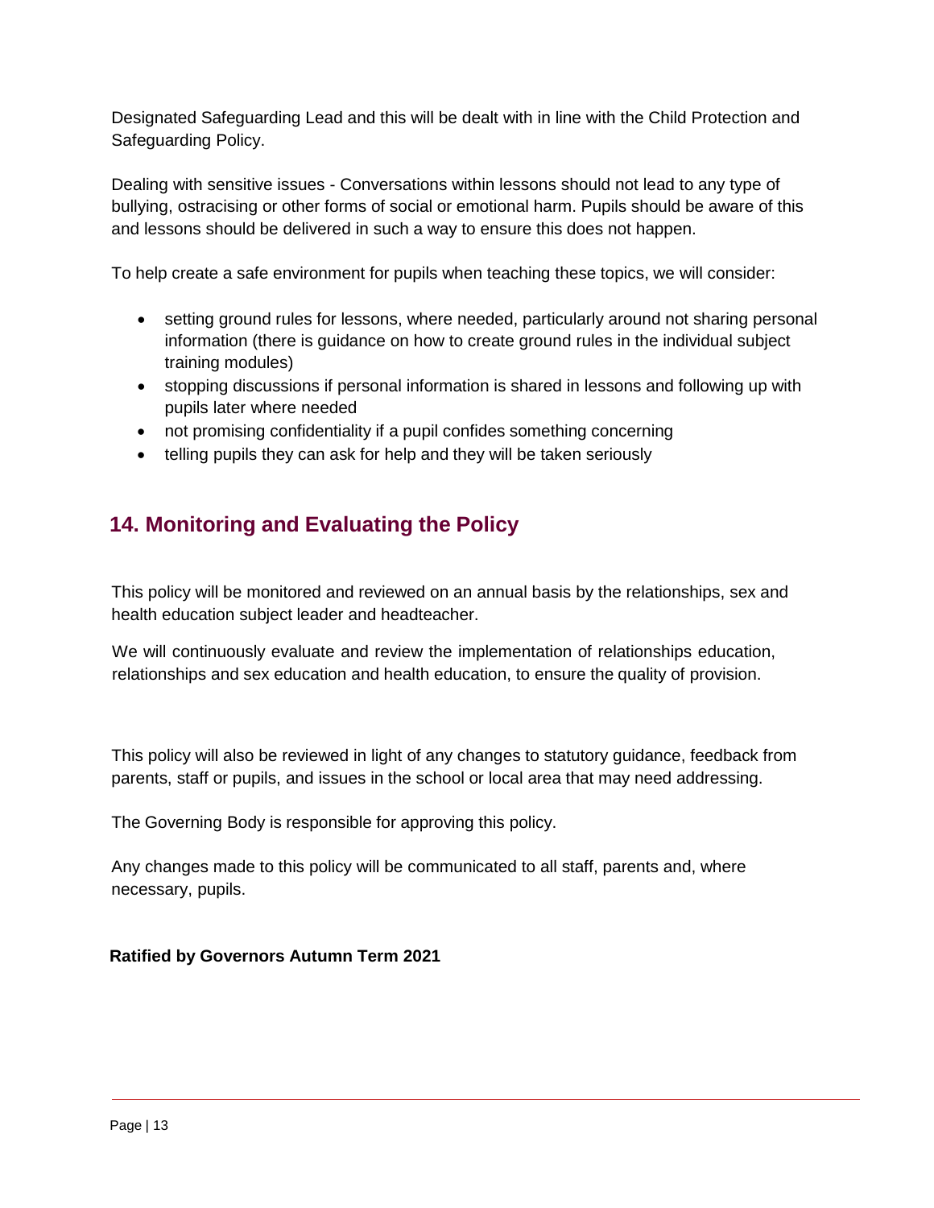Designated Safeguarding Lead and this will be dealt with in line with the Child Protection and Safeguarding Policy.

Dealing with sensitive issues - Conversations within lessons should not lead to any type of bullying, ostracising or other forms of social or emotional harm. Pupils should be aware of this and lessons should be delivered in such a way to ensure this does not happen.

To help create a safe environment for pupils when teaching these topics, we will consider:

- setting ground rules for lessons, where needed, particularly around not sharing personal information (there is guidance on how to create ground rules in the individual subject training modules)
- stopping discussions if personal information is shared in lessons and following up with pupils later where needed
- not promising confidentiality if a pupil confides something concerning
- telling pupils they can ask for help and they will be taken seriously

## 14. Monitoring and Evaluating the Policy

This policy will be monitored and reviewed on an annual basis by the relationships, sex and health education subject leader and headteacher.

We will continuously evaluate and review the implementation of relationships education, relationships and sex education and health education, to ensure the quality of provision.

This policy will also be reviewed in light of any changes to statutory guidance, feedback from parents, staff or pupils, and issues in the school or local area that may need addressing.

The Governing Body is responsible for approving this policy.

Any changes made to this policy will be communicated to all staff, parents and, where necessary, pupils.

**Ratified by Governors Autumn Term 2021**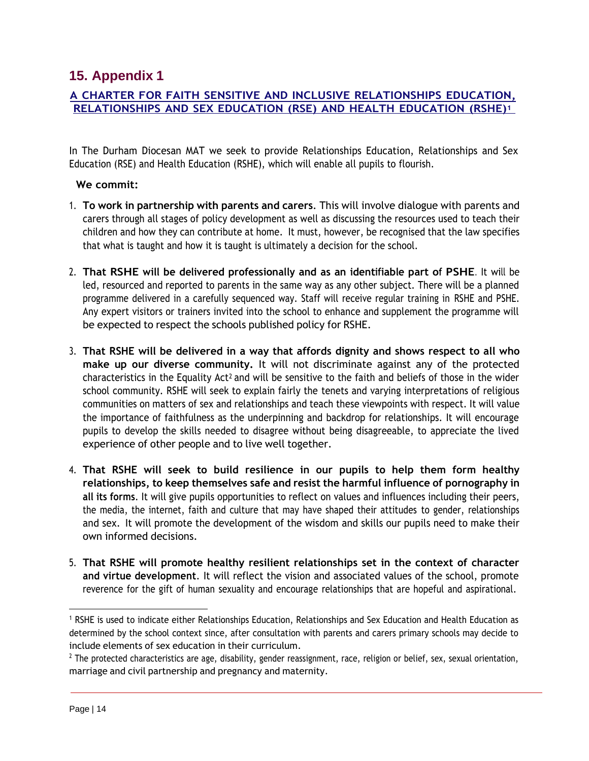## 15. Appendix 1

### A CHARTER FOR FAITH SENSITIVE AND INCLUSIVE RELATIONSHIPS EDUCATION, RELATIONSHIPS AND SEX EDUCATION (RSE) AND HEALTH EDUCATION (RSHE)[1]

In The Durham Diocesan MAT we seek to provide Relationships Education, Relationships and Sex Education (RSE) and Health Education (RSHE), which will enable all pupils to flourish.

**We commit:**

1. **To work in partnership with parents and carers**. This will involve dialogue with parents and carers through all stages of policy development as well as discussing the resources used to teach their children and how they can contribute at home. It must, however, be recognised that the law specifies that what is taught and how it is taught is ultimately a decision for the school.

2. **That RSHE will be delivered professionally and as an identifiable part of PSHE**. It will be led, resourced and reported to parents in the same way as any other subject. There will be a planned programme delivered in a carefully sequenced way. Staff will receive regular training in RSHE and PSHE. Any expert visitors or trainers invited into the school to enhance and supplement the programme will be expected to respect the schools published policy for RSHE.

3. **That RSHE will be delivered in a way that affords dignity and shows respect to all who make up our diverse community.** It will not discriminate against any of the protected characteristics in the Equality Act[2] and will be sensitive to the faith and beliefs of those in the wider school community. RSHE will seek to explain fairly the tenets and varying interpretations of religious communities on matters of sex and relationships and teach these viewpoints with respect. It will value the importance of faithfulness as the underpinning and backdrop for relationships. It will encourage pupils to develop the skills needed to disagree without being disagreeable, to appreciate the lived experience of other people and to live well together.

4. **That RSHE will seek to build resilience in our pupils to help them form healthy relationships, to keep themselves safe and resist the harmful influence of pornography in all its forms**. It will give pupils opportunities to reflect on values and influences including their peers, the media, the internet, faith and culture that may have shaped their attitudes to gender, relationships and sex. It will promote the development of the wisdom and skills our pupils need to make their own informed decisions.

5. **That RSHE will promote healthy resilient relationships set in the context of character and virtue development**. It will reflect the vision and associated values of the school, promote reverence for the gift of human sexuality and encourage relationships that are hopeful and aspirational.

---

[1] RSHE is used to indicate either Relationships Education, Relationships and Sex Education and Health Education as determined by the school context since, after consultation with parents and carers primary schools may decide to include elements of sex education in their curriculum.

[2] The protected characteristics are age, disability, gender reassignment, race, religion or belief, sex, sexual orientation, marriage and civil partnership and pregnancy and maternity.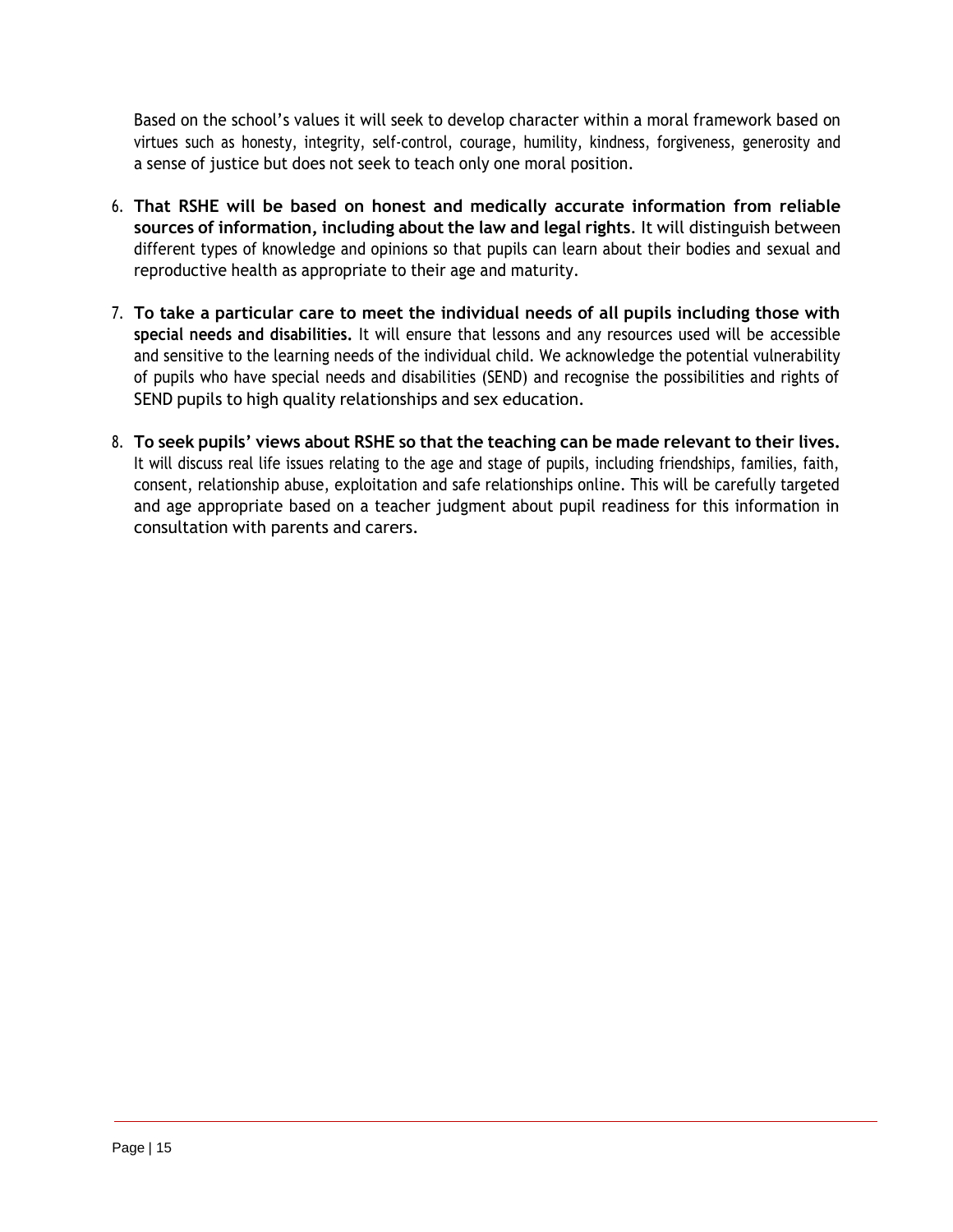Based on the school's values it will seek to develop character within a moral framework based on virtues such as honesty, integrity, self-control, courage, humility, kindness, forgiveness, generosity and a sense of justice but does not seek to teach only one moral position.

6. **That RSHE will be based on honest and medically accurate information from reliable sources of information, including about the law and legal rights**. It will distinguish between different types of knowledge and opinions so that pupils can learn about their bodies and sexual and reproductive health as appropriate to their age and maturity.

7. **To take a particular care to meet the individual needs of all pupils including those with special needs and disabilities.** It will ensure that lessons and any resources used will be accessible and sensitive to the learning needs of the individual child. We acknowledge the potential vulnerability of pupils who have special needs and disabilities (SEND) and recognise the possibilities and rights of SEND pupils to high quality relationships and sex education.

8. **To seek pupils' views about RSHE so that the teaching can be made relevant to their lives.** It will discuss real life issues relating to the age and stage of pupils, including friendships, families, faith, consent, relationship abuse, exploitation and safe relationships online. This will be carefully targeted and age appropriate based on a teacher judgment about pupil readiness for this information in consultation with parents and carers.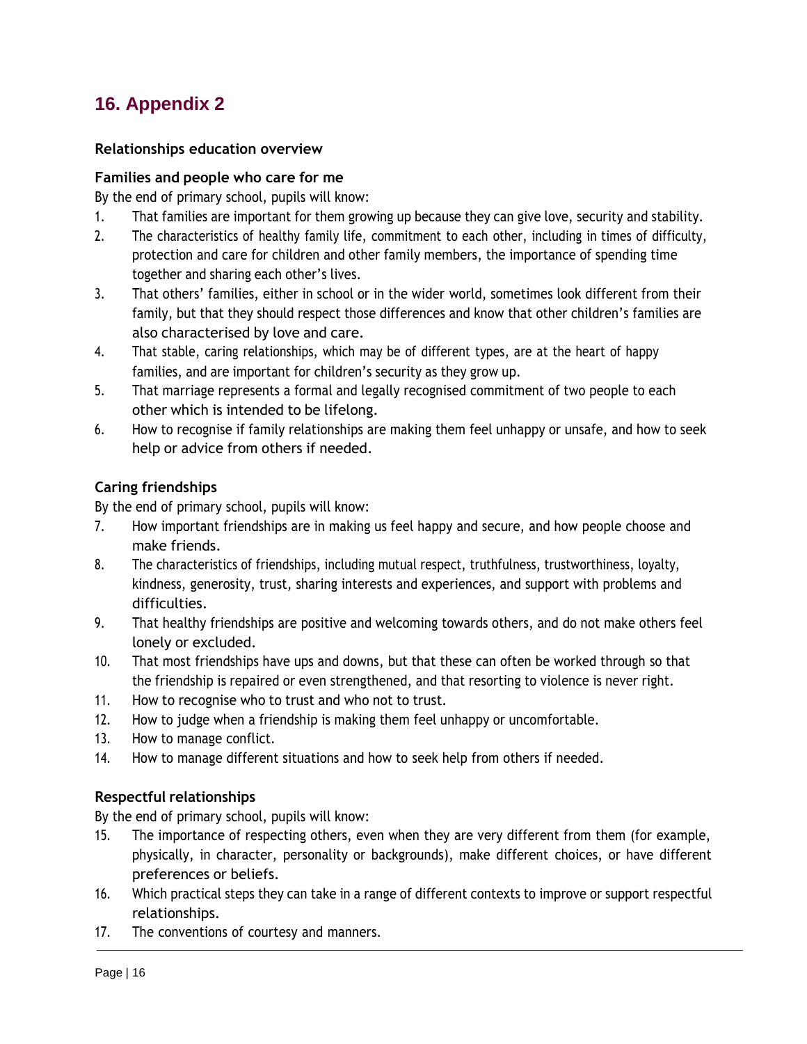## 16. Appendix 2

**Relationships education overview**

### Families and people who care for me

By the end of primary school, pupils will know:

1. That families are important for them growing up because they can give love, security and stability.
2. The characteristics of healthy family life, commitment to each other, including in times of difficulty, protection and care for children and other family members, the importance of spending time together and sharing each other's lives.
3. That others' families, either in school or in the wider world, sometimes look different from their family, but that they should respect those differences and know that other children's families are also characterised by love and care.
4. That stable, caring relationships, which may be of different types, are at the heart of happy families, and are important for children's security as they grow up.
5. That marriage represents a formal and legally recognised commitment of two people to each other which is intended to be lifelong.
6. How to recognise if family relationships are making them feel unhappy or unsafe, and how to seek help or advice from others if needed.

### Caring friendships

By the end of primary school, pupils will know:

7. How important friendships are in making us feel happy and secure, and how people choose and make friends.
8. The characteristics of friendships, including mutual respect, truthfulness, trustworthiness, loyalty, kindness, generosity, trust, sharing interests and experiences, and support with problems and difficulties.
9. That healthy friendships are positive and welcoming towards others, and do not make others feel lonely or excluded.
10. That most friendships have ups and downs, but that these can often be worked through so that the friendship is repaired or even strengthened, and that resorting to violence is never right.
11. How to recognise who to trust and who not to trust.
12. How to judge when a friendship is making them feel unhappy or uncomfortable.
13. How to manage conflict.
14. How to manage different situations and how to seek help from others if needed.

### Respectful relationships

By the end of primary school, pupils will know:

15. The importance of respecting others, even when they are very different from them (for example, physically, in character, personality or backgrounds), make different choices, or have different preferences or beliefs.
16. Which practical steps they can take in a range of different contexts to improve or support respectful relationships.
17. The conventions of courtesy and manners.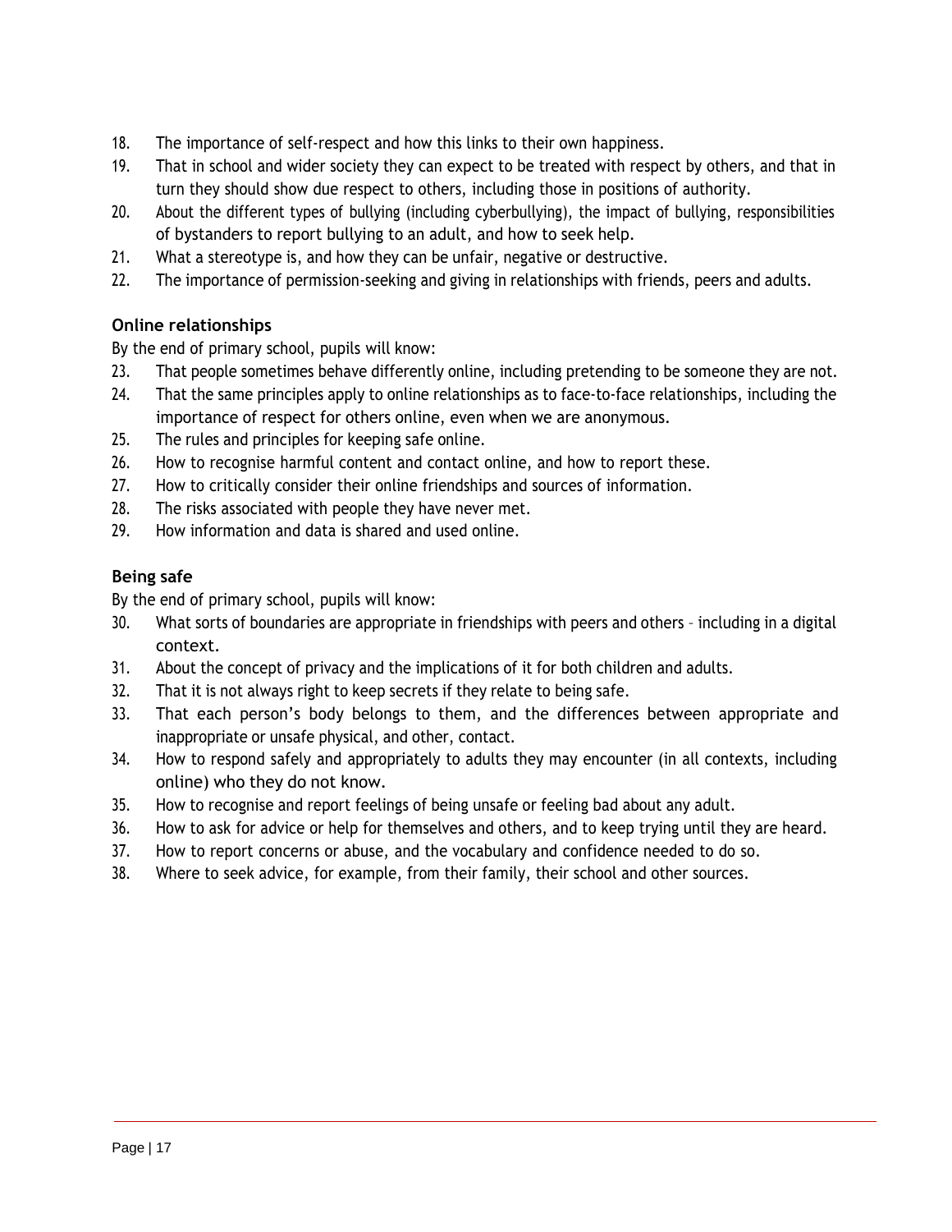18. The importance of self-respect and how this links to their own happiness.
19. That in school and wider society they can expect to be treated with respect by others, and that in turn they should show due respect to others, including those in positions of authority.
20. About the different types of bullying (including cyberbullying), the impact of bullying, responsibilities of bystanders to report bullying to an adult, and how to seek help.
21. What a stereotype is, and how they can be unfair, negative or destructive.
22. The importance of permission-seeking and giving in relationships with friends, peers and adults.

### Online relationships

By the end of primary school, pupils will know:

23. That people sometimes behave differently online, including pretending to be someone they are not.
24. That the same principles apply to online relationships as to face-to-face relationships, including the importance of respect for others online, even when we are anonymous.
25. The rules and principles for keeping safe online.
26. How to recognise harmful content and contact online, and how to report these.
27. How to critically consider their online friendships and sources of information.
28. The risks associated with people they have never met.
29. How information and data is shared and used online.

### Being safe

By the end of primary school, pupils will know:

30. What sorts of boundaries are appropriate in friendships with peers and others – including in a digital context.
31. About the concept of privacy and the implications of it for both children and adults.
32. That it is not always right to keep secrets if they relate to being safe.
33. That each person's body belongs to them, and the differences between appropriate and inappropriate or unsafe physical, and other, contact.
34. How to respond safely and appropriately to adults they may encounter (in all contexts, including online) who they do not know.
35. How to recognise and report feelings of being unsafe or feeling bad about any adult.
36. How to ask for advice or help for themselves and others, and to keep trying until they are heard.
37. How to report concerns or abuse, and the vocabulary and confidence needed to do so.
38. Where to seek advice, for example, from their family, their school and other sources.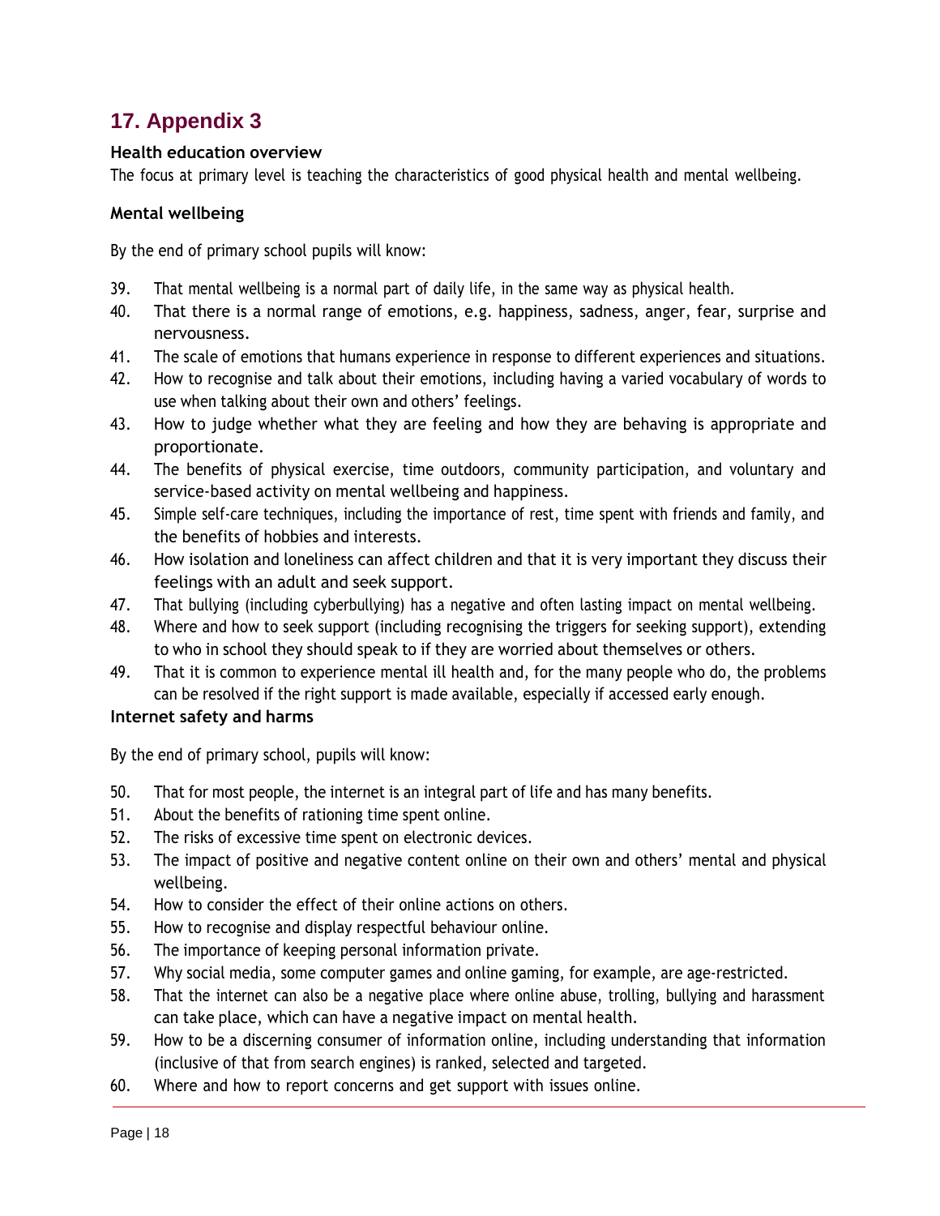## 17. Appendix 3

### Health education overview

The focus at primary level is teaching the characteristics of good physical health and mental wellbeing.

### Mental wellbeing

By the end of primary school pupils will know:

39. That mental wellbeing is a normal part of daily life, in the same way as physical health.
40. That there is a normal range of emotions, e.g. happiness, sadness, anger, fear, surprise and nervousness.
41. The scale of emotions that humans experience in response to different experiences and situations.
42. How to recognise and talk about their emotions, including having a varied vocabulary of words to use when talking about their own and others' feelings.
43. How to judge whether what they are feeling and how they are behaving is appropriate and proportionate.
44. The benefits of physical exercise, time outdoors, community participation, and voluntary and service-based activity on mental wellbeing and happiness.
45. Simple self-care techniques, including the importance of rest, time spent with friends and family, and the benefits of hobbies and interests.
46. How isolation and loneliness can affect children and that it is very important they discuss their feelings with an adult and seek support.
47. That bullying (including cyberbullying) has a negative and often lasting impact on mental wellbeing.
48. Where and how to seek support (including recognising the triggers for seeking support), extending to who in school they should speak to if they are worried about themselves or others.
49. That it is common to experience mental ill health and, for the many people who do, the problems can be resolved if the right support is made available, especially if accessed early enough.

### Internet safety and harms

By the end of primary school, pupils will know:

50. That for most people, the internet is an integral part of life and has many benefits.
51. About the benefits of rationing time spent online.
52. The risks of excessive time spent on electronic devices.
53. The impact of positive and negative content online on their own and others' mental and physical wellbeing.
54. How to consider the effect of their online actions on others.
55. How to recognise and display respectful behaviour online.
56. The importance of keeping personal information private.
57. Why social media, some computer games and online gaming, for example, are age-restricted.
58. That the internet can also be a negative place where online abuse, trolling, bullying and harassment can take place, which can have a negative impact on mental health.
59. How to be a discerning consumer of information online, including understanding that information (inclusive of that from search engines) is ranked, selected and targeted.
60. Where and how to report concerns and get support with issues online.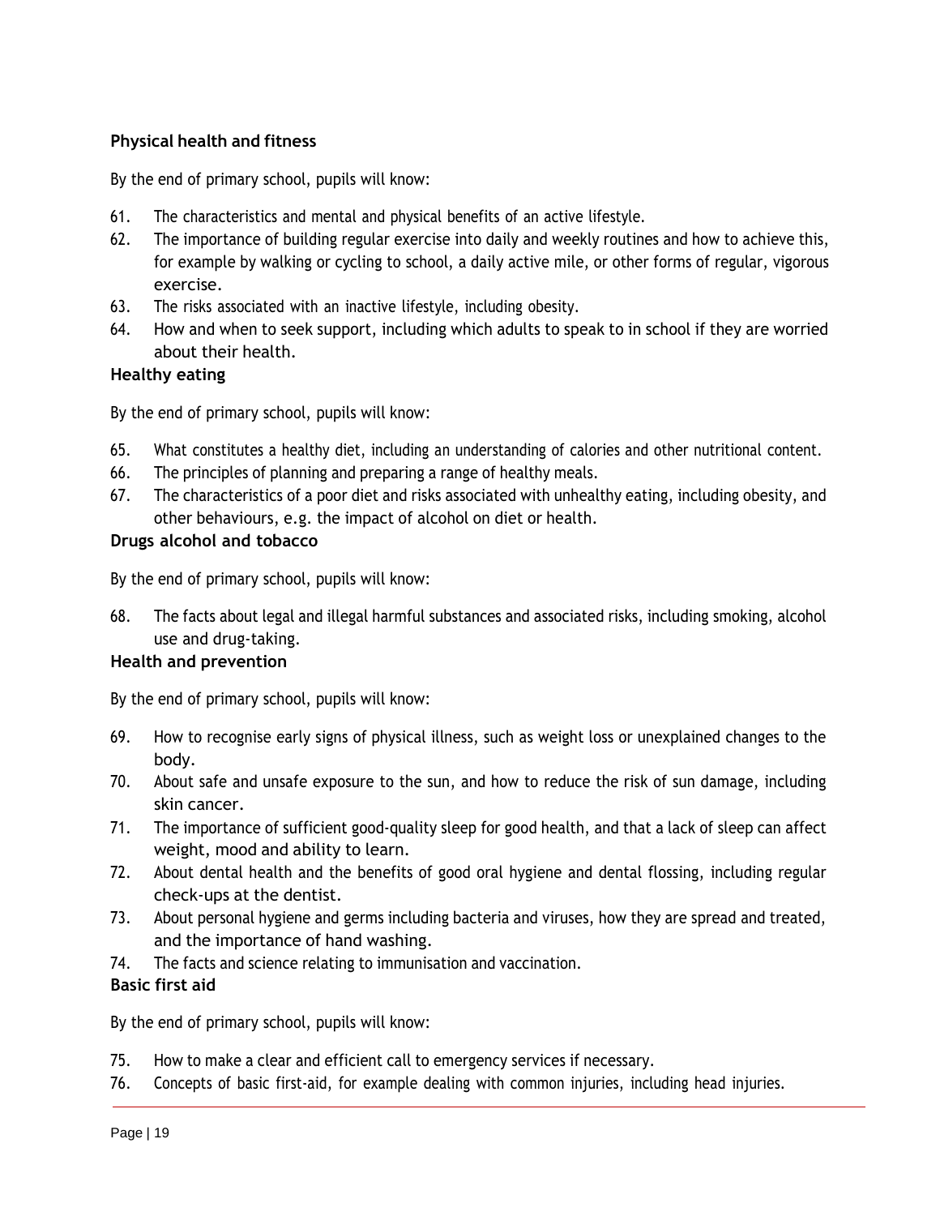### Physical health and fitness

By the end of primary school, pupils will know:

61. The characteristics and mental and physical benefits of an active lifestyle.
62. The importance of building regular exercise into daily and weekly routines and how to achieve this, for example by walking or cycling to school, a daily active mile, or other forms of regular, vigorous exercise.
63. The risks associated with an inactive lifestyle, including obesity.
64. How and when to seek support, including which adults to speak to in school if they are worried about their health.

### Healthy eating

By the end of primary school, pupils will know:

65. What constitutes a healthy diet, including an understanding of calories and other nutritional content.
66. The principles of planning and preparing a range of healthy meals.
67. The characteristics of a poor diet and risks associated with unhealthy eating, including obesity, and other behaviours, e.g. the impact of alcohol on diet or health.

### Drugs alcohol and tobacco

By the end of primary school, pupils will know:

68. The facts about legal and illegal harmful substances and associated risks, including smoking, alcohol use and drug-taking.

### Health and prevention

By the end of primary school, pupils will know:

69. How to recognise early signs of physical illness, such as weight loss or unexplained changes to the body.
70. About safe and unsafe exposure to the sun, and how to reduce the risk of sun damage, including skin cancer.
71. The importance of sufficient good-quality sleep for good health, and that a lack of sleep can affect weight, mood and ability to learn.
72. About dental health and the benefits of good oral hygiene and dental flossing, including regular check-ups at the dentist.
73. About personal hygiene and germs including bacteria and viruses, how they are spread and treated, and the importance of hand washing.
74. The facts and science relating to immunisation and vaccination.

### Basic first aid

By the end of primary school, pupils will know:

75. How to make a clear and efficient call to emergency services if necessary.
76. Concepts of basic first-aid, for example dealing with common injuries, including head injuries.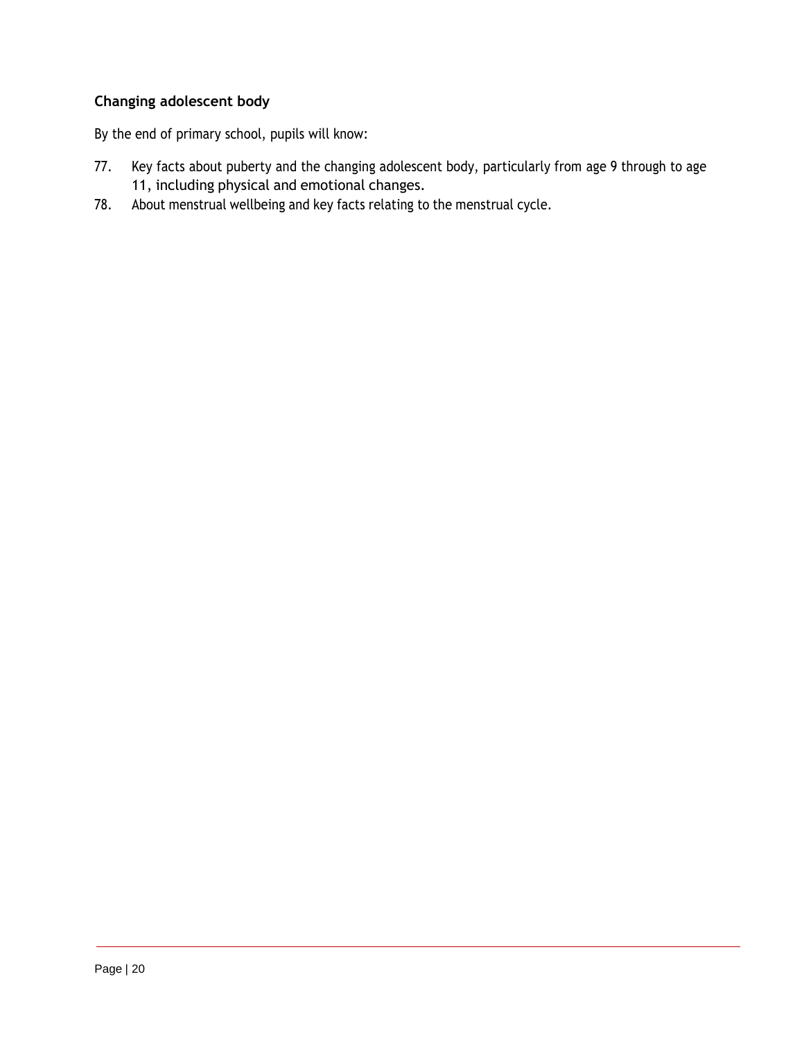### Changing adolescent body

By the end of primary school, pupils will know:

77. Key facts about puberty and the changing adolescent body, particularly from age 9 through to age 11, including physical and emotional changes.
78. About menstrual wellbeing and key facts relating to the menstrual cycle.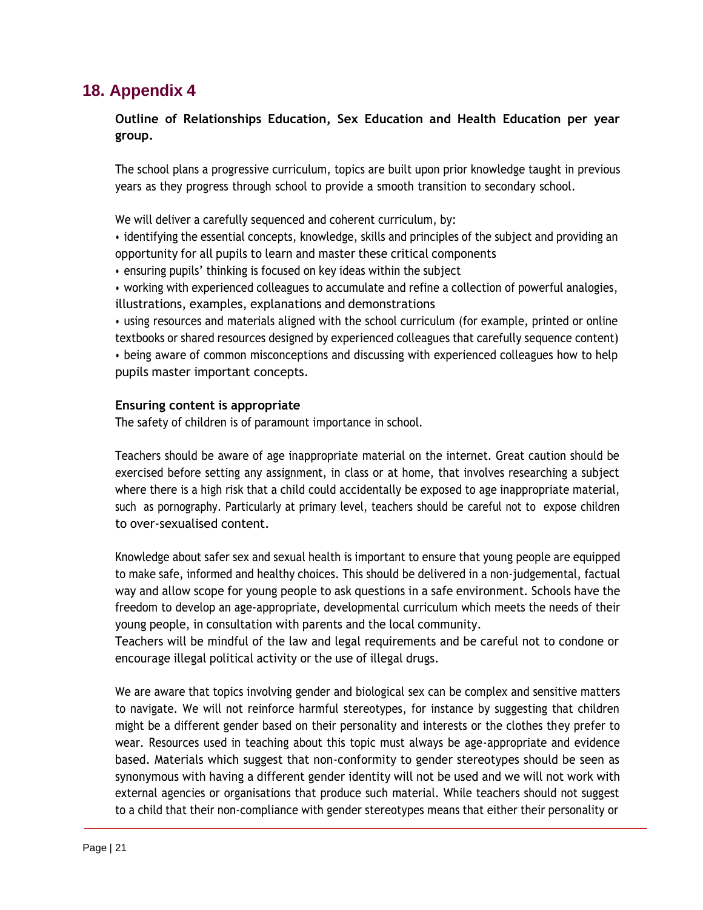## 18. Appendix 4

**Outline of Relationships Education, Sex Education and Health Education per year group.**

The school plans a progressive curriculum, topics are built upon prior knowledge taught in previous years as they progress through school to provide a smooth transition to secondary school.

We will deliver a carefully sequenced and coherent curriculum, by:

- identifying the essential concepts, knowledge, skills and principles of the subject and providing an opportunity for all pupils to learn and master these critical components
- ensuring pupils' thinking is focused on key ideas within the subject
- working with experienced colleagues to accumulate and refine a collection of powerful analogies, illustrations, examples, explanations and demonstrations
- using resources and materials aligned with the school curriculum (for example, printed or online textbooks or shared resources designed by experienced colleagues that carefully sequence content)
- being aware of common misconceptions and discussing with experienced colleagues how to help pupils master important concepts.

**Ensuring content is appropriate**

The safety of children is of paramount importance in school.

Teachers should be aware of age inappropriate material on the internet. Great caution should be exercised before setting any assignment, in class or at home, that involves researching a subject where there is a high risk that a child could accidentally be exposed to age inappropriate material, such as pornography. Particularly at primary level, teachers should be careful not to expose children to over-sexualised content.

Knowledge about safer sex and sexual health is important to ensure that young people are equipped to make safe, informed and healthy choices. This should be delivered in a non-judgemental, factual way and allow scope for young people to ask questions in a safe environment. Schools have the freedom to develop an age-appropriate, developmental curriculum which meets the needs of their young people, in consultation with parents and the local community.

Teachers will be mindful of the law and legal requirements and be careful not to condone or encourage illegal political activity or the use of illegal drugs.

We are aware that topics involving gender and biological sex can be complex and sensitive matters to navigate. We will not reinforce harmful stereotypes, for instance by suggesting that children might be a different gender based on their personality and interests or the clothes they prefer to wear. Resources used in teaching about this topic must always be age-appropriate and evidence based. Materials which suggest that non-conformity to gender stereotypes should be seen as synonymous with having a different gender identity will not be used and we will not work with external agencies or organisations that produce such material. While teachers should not suggest to a child that their non-compliance with gender stereotypes means that either their personality or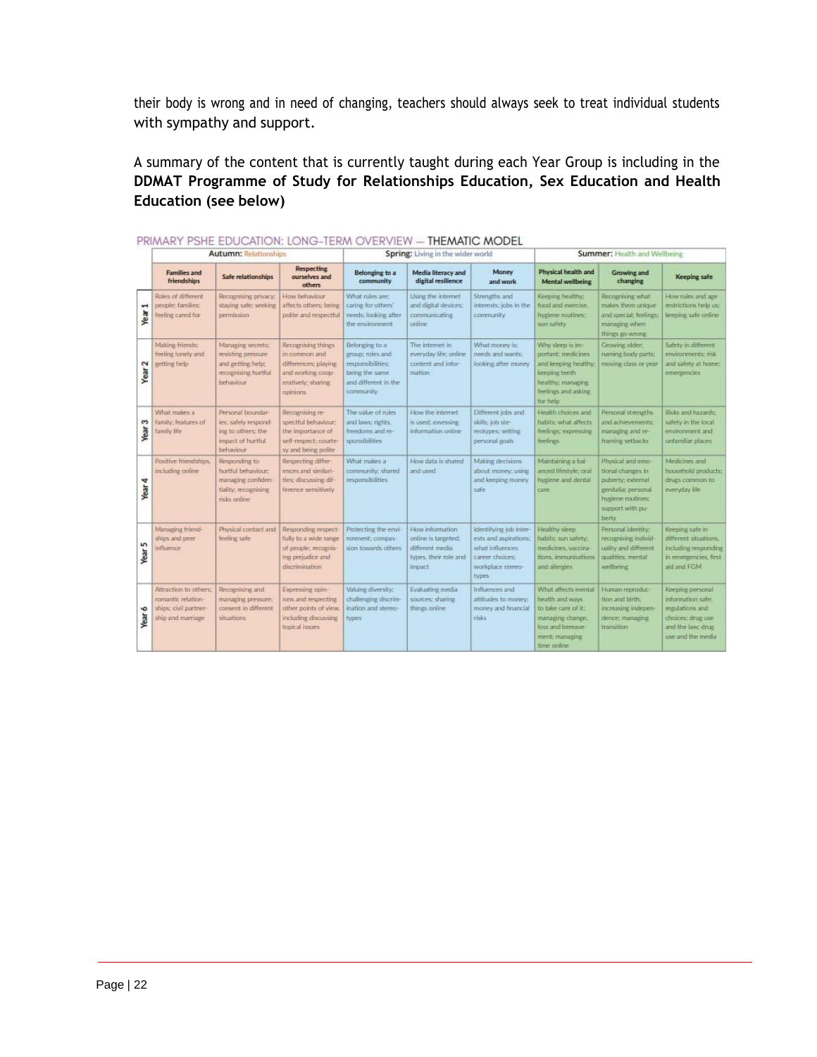their body is wrong and in need of changing, teachers should always seek to treat individual students with sympathy and support.

A summary of the content that is currently taught during each Year Group is including in the **DDMAT Programme of Study for Relationships Education, Sex Education and Health Education (see below)**

PRIMARY PSHE EDUCATION: LONG-TERM OVERVIEW — THEMATIC MODEL

| | **Autumn:** Relationships | | | **Spring:** Living in the wider world | | | **Summer:** Health and Wellbeing | | |
|---|---|---|---|---|---|---|---|---|---|
| | **Families and friendships** | **Safe relationships** | **Respecting ourselves and others** | **Belonging to a community** | **Media literacy and digital resilience** | **Money and work** | **Physical health and Mental wellbeing** | **Growing and changing** | **Keeping safe** |
| **Year 1** | Roles of different people; families; feeling cared for | Recognising privacy; staying safe; seeking permission | How behaviour affects others; being polite and respectful | What rules are; caring for others' needs; looking after the environment | Using the internet and digital devices; communicating online | Strengths and interests; jobs in the community | Keeping healthy; food and exercise, hygiene routines; sun safety | Recognising what makes them unique and special; feelings; managing when things go wrong | How rules and age restrictions help us; keeping safe online |
| **Year 2** | Making friends; feeling lonely and getting help | Managing secrets; resisting pressure and getting help; recognising hurtful behaviour | Recognising things in common and differences; playing and working cooperatively; sharing opinions | Belonging to a group; roles and responsibilities; being the same and different in the community | The internet in everyday life; online content and information | What money is; needs and wants; looking after money | Why sleep is important; medicines and keeping healthy; keeping teeth healthy; managing feelings and asking for help | Growing older; naming body parts; moving class or year | Safety in different environments; risk and safety at home; emergencies |
| **Year 3** | What makes a family; features of family life | Personal boundaries; safely responding to others; the impact of hurtful behaviour | Recognising respectful behaviour; the importance of self-respect; courtesy and being polite | The value of rules and laws; rights, freedoms and responsibilities | How the internet is used; assessing information online | Different jobs and skills; job stereotypes; setting personal goals | Health choices and habits; what affects feelings; expressing feelings | Personal strengths and achievements; managing and reframing setbacks | Risks and hazards; safety in the local environment and unfamiliar places |
| **Year 4** | Positive friendships, including online | Responding to hurtful behaviour; managing confidentiality; recognising risks online | Respecting differences and similarities; discussing difference sensitively | What makes a community; shared responsibilities | How data is shared and used | Making decisions about money; using and keeping money safe | Maintaining a balanced lifestyle; oral hygiene and dental care | Physical and emotional changes in puberty; external genitalia; personal hygiene routines; support with puberty | Medicines and household products; drugs common to everyday life |
| **Year 5** | Managing friendships and peer influence | Physical contact and feeling safe | Responding respectfully to a wide range of people; recognising prejudice and discrimination | Protecting the environment; compassion towards others | How information online is targeted; different media types, their role and impact | Identifying job interests and aspirations; what influences career choices; workplace stereotypes | Healthy sleep habits; sun safety; medicines, vaccinations, immunisations and allergies | Personal identity; recognising individuality and different qualities; mental wellbeing | Keeping safe in different situations, including responding in emergencies, first aid and FGM |
| **Year 6** | Attraction to others; romantic relationships; civil partnership and marriage | Recognising and managing pressure; consent in different situations | Expressing opinions and respecting other points of view, including discussing topical issues | Valuing diversity; challenging discrimination and stereotypes | Evaluating media sources; sharing things online | Influences and attitudes to money; money and financial risks | What affects mental health and ways to take care of it; managing change, loss and bereavement; managing time online | Human reproduction and birth; increasing independence; managing transition | Keeping personal information safe; regulations and choices; drug use and the law; drug use and the media |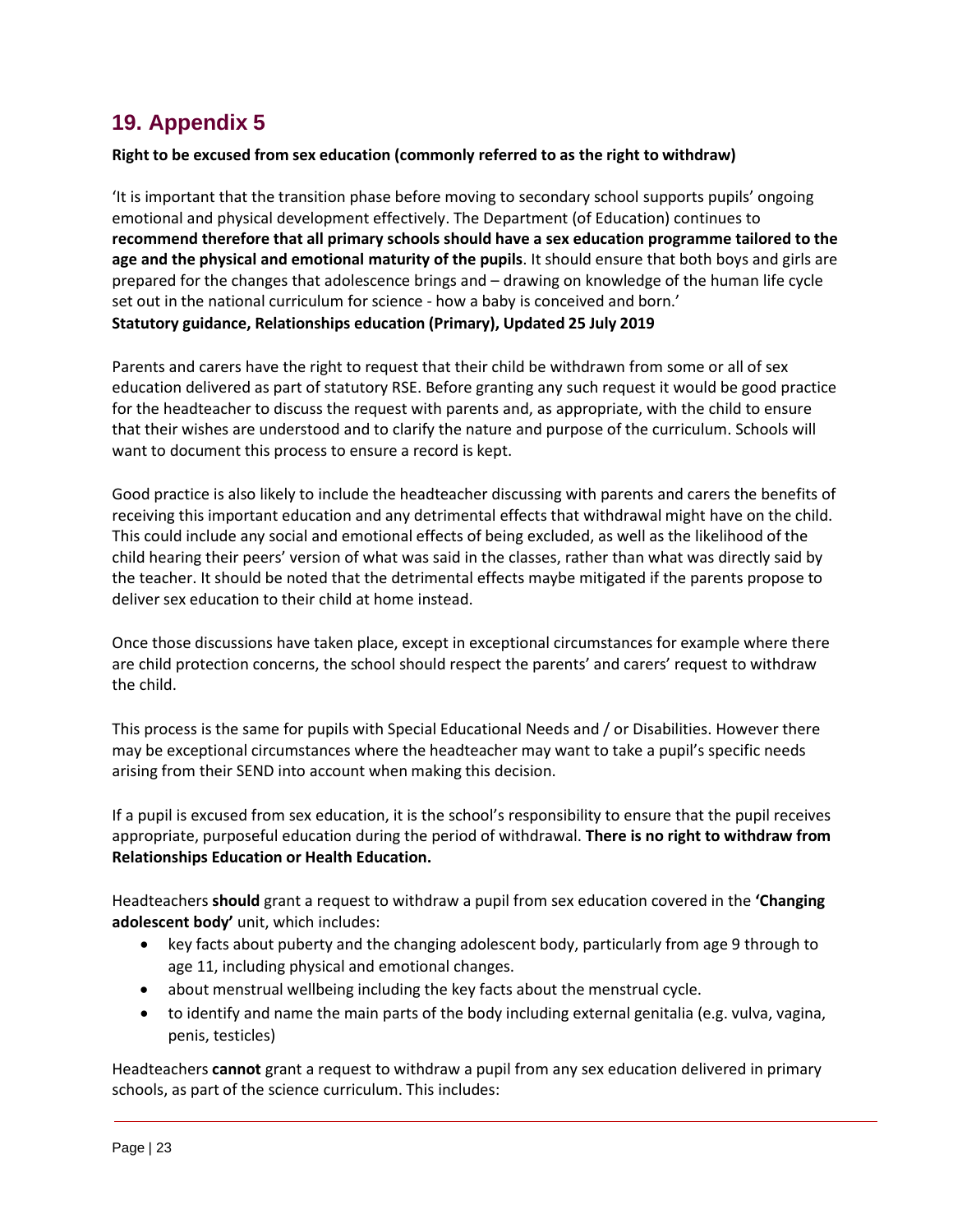## 19. Appendix 5

**Right to be excused from sex education (commonly referred to as the right to withdraw)**

'It is important that the transition phase before moving to secondary school supports pupils' ongoing emotional and physical development effectively. The Department (of Education) continues to **recommend therefore that all primary schools should have a sex education programme tailored to the age and the physical and emotional maturity of the pupils**. It should ensure that both boys and girls are prepared for the changes that adolescence brings and – drawing on knowledge of the human life cycle set out in the national curriculum for science - how a baby is conceived and born.'
**Statutory guidance, Relationships education (Primary), Updated 25 July 2019**

Parents and carers have the right to request that their child be withdrawn from some or all of sex education delivered as part of statutory RSE. Before granting any such request it would be good practice for the headteacher to discuss the request with parents and, as appropriate, with the child to ensure that their wishes are understood and to clarify the nature and purpose of the curriculum. Schools will want to document this process to ensure a record is kept.

Good practice is also likely to include the headteacher discussing with parents and carers the benefits of receiving this important education and any detrimental effects that withdrawal might have on the child. This could include any social and emotional effects of being excluded, as well as the likelihood of the child hearing their peers' version of what was said in the classes, rather than what was directly said by the teacher. It should be noted that the detrimental effects maybe mitigated if the parents propose to deliver sex education to their child at home instead.

Once those discussions have taken place, except in exceptional circumstances for example where there are child protection concerns, the school should respect the parents' and carers' request to withdraw the child.

This process is the same for pupils with Special Educational Needs and / or Disabilities. However there may be exceptional circumstances where the headteacher may want to take a pupil's specific needs arising from their SEND into account when making this decision.

If a pupil is excused from sex education, it is the school's responsibility to ensure that the pupil receives appropriate, purposeful education during the period of withdrawal. **There is no right to withdraw from Relationships Education or Health Education.**

Headteachers **should** grant a request to withdraw a pupil from sex education covered in the **'Changing adolescent body'** unit, which includes:

- key facts about puberty and the changing adolescent body, particularly from age 9 through to age 11, including physical and emotional changes.
- about menstrual wellbeing including the key facts about the menstrual cycle.
- to identify and name the main parts of the body including external genitalia (e.g. vulva, vagina, penis, testicles)

Headteachers **cannot** grant a request to withdraw a pupil from any sex education delivered in primary schools, as part of the science curriculum. This includes: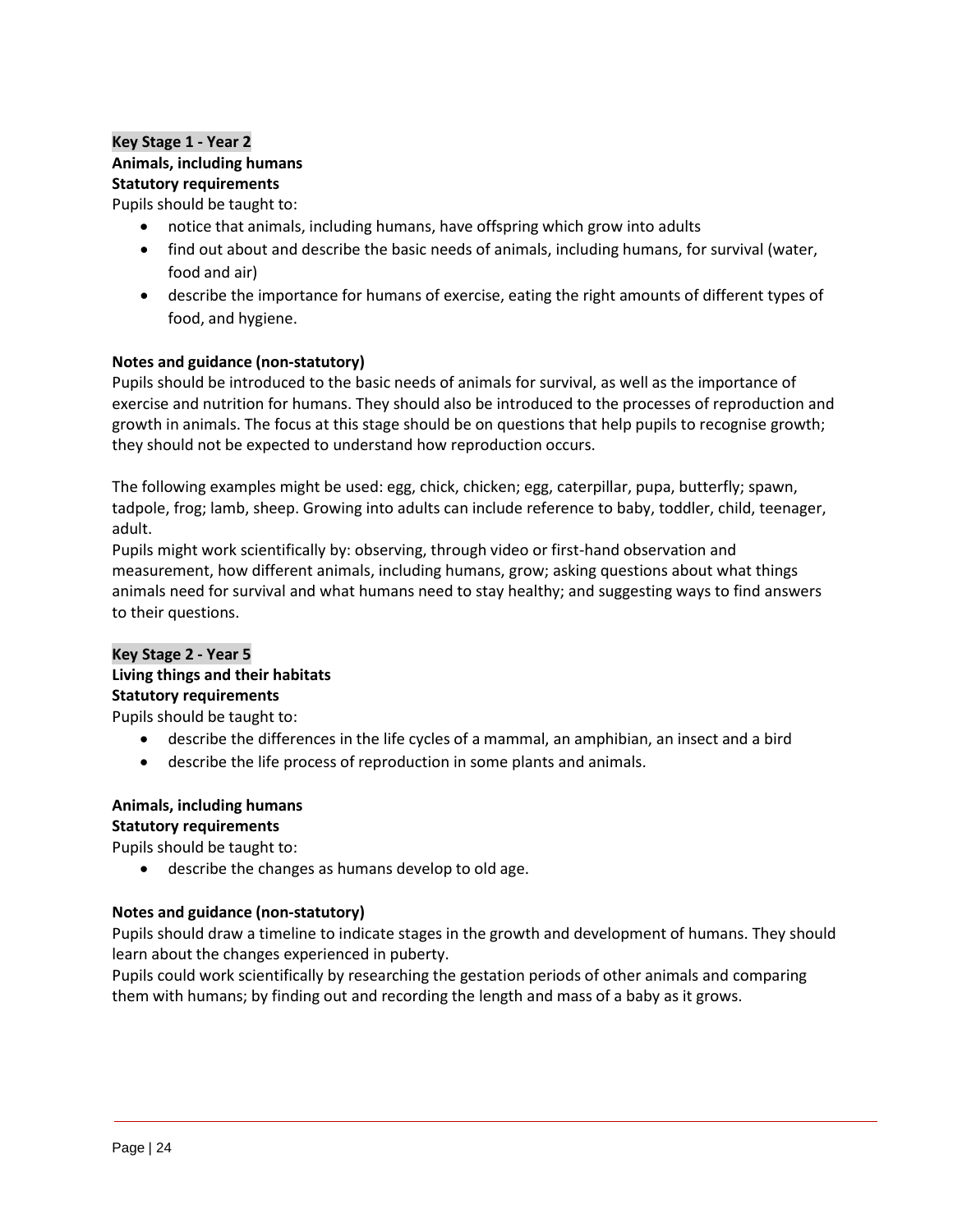**Key Stage 1 - Year 2**

**Animals, including humans**

**Statutory requirements**

Pupils should be taught to:

- notice that animals, including humans, have offspring which grow into adults
- find out about and describe the basic needs of animals, including humans, for survival (water, food and air)
- describe the importance for humans of exercise, eating the right amounts of different types of food, and hygiene.

**Notes and guidance (non-statutory)**

Pupils should be introduced to the basic needs of animals for survival, as well as the importance of exercise and nutrition for humans. They should also be introduced to the processes of reproduction and growth in animals. The focus at this stage should be on questions that help pupils to recognise growth; they should not be expected to understand how reproduction occurs.

The following examples might be used: egg, chick, chicken; egg, caterpillar, pupa, butterfly; spawn, tadpole, frog; lamb, sheep. Growing into adults can include reference to baby, toddler, child, teenager, adult.

Pupils might work scientifically by: observing, through video or first-hand observation and measurement, how different animals, including humans, grow; asking questions about what things animals need for survival and what humans need to stay healthy; and suggesting ways to find answers to their questions.

**Key Stage 2 - Year 5**

**Living things and their habitats**

**Statutory requirements**

Pupils should be taught to:

- describe the differences in the life cycles of a mammal, an amphibian, an insect and a bird
- describe the life process of reproduction in some plants and animals.

**Animals, including humans**

**Statutory requirements**

Pupils should be taught to:

- describe the changes as humans develop to old age.

**Notes and guidance (non-statutory)**

Pupils should draw a timeline to indicate stages in the growth and development of humans. They should learn about the changes experienced in puberty.

Pupils could work scientifically by researching the gestation periods of other animals and comparing them with humans; by finding out and recording the length and mass of a baby as it grows.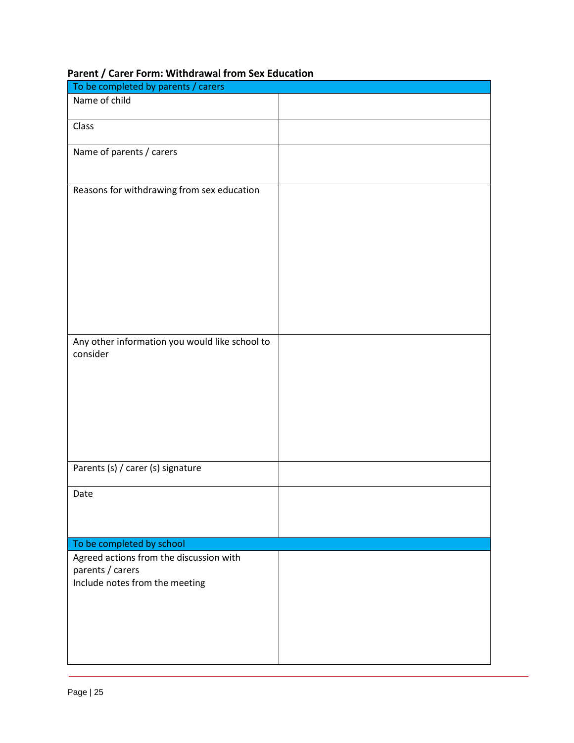**Parent / Carer Form: Withdrawal from Sex Education**

| To be completed by parents / carers | |
|---|---|
| Name of child | |
| Class | |
| Name of parents / carers | |
| Reasons for withdrawing from sex education | |
| Any other information you would like school to consider | |
| Parents (s) / carer (s) signature | |
| Date | |
| **To be completed by school** | |
| Agreed actions from the discussion with parents / carers<br>Include notes from the meeting | |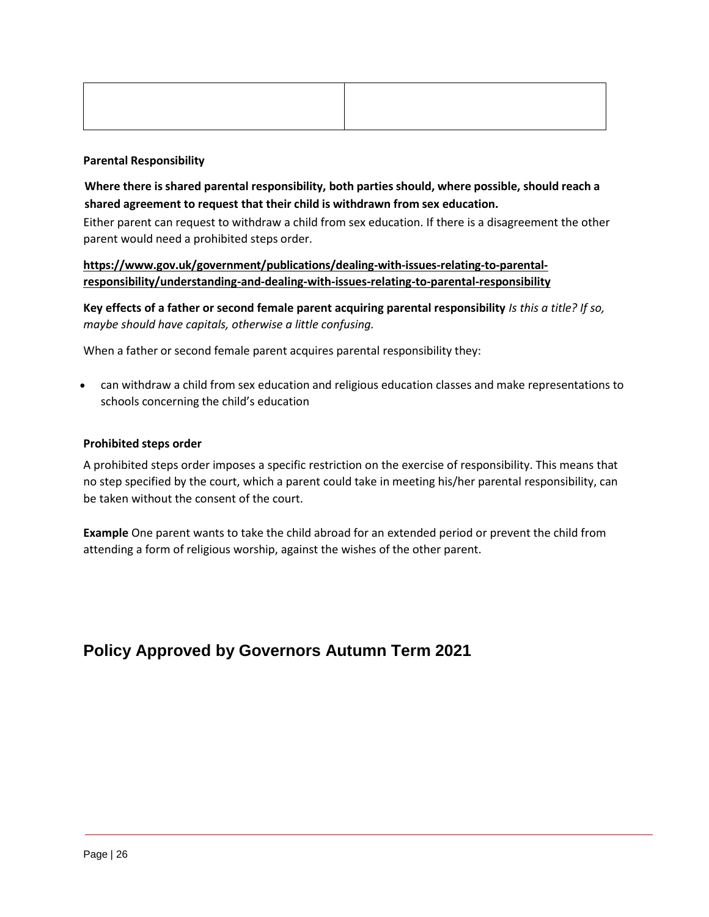| | |
|---|---|
| | |

**Parental Responsibility**

**Where there is shared parental responsibility, both parties should, where possible, should reach a shared agreement to request that their child is withdrawn from sex education.**

Either parent can request to withdraw a child from sex education. If there is a disagreement the other parent would need a prohibited steps order.

**https://www.gov.uk/government/publications/dealing-with-issues-relating-to-parental-responsibility/understanding-and-dealing-with-issues-relating-to-parental-responsibility**

**Key effects of a father or second female parent acquiring parental responsibility** *Is this a title? If so, maybe should have capitals, otherwise a little confusing.*

When a father or second female parent acquires parental responsibility they:

- can withdraw a child from sex education and religious education classes and make representations to schools concerning the child's education

**Prohibited steps order**

A prohibited steps order imposes a specific restriction on the exercise of responsibility. This means that no step specified by the court, which a parent could take in meeting his/her parental responsibility, can be taken without the consent of the court.

**Example** One parent wants to take the child abroad for an extended period or prevent the child from attending a form of religious worship, against the wishes of the other parent.

## Policy Approved by Governors Autumn Term 2021